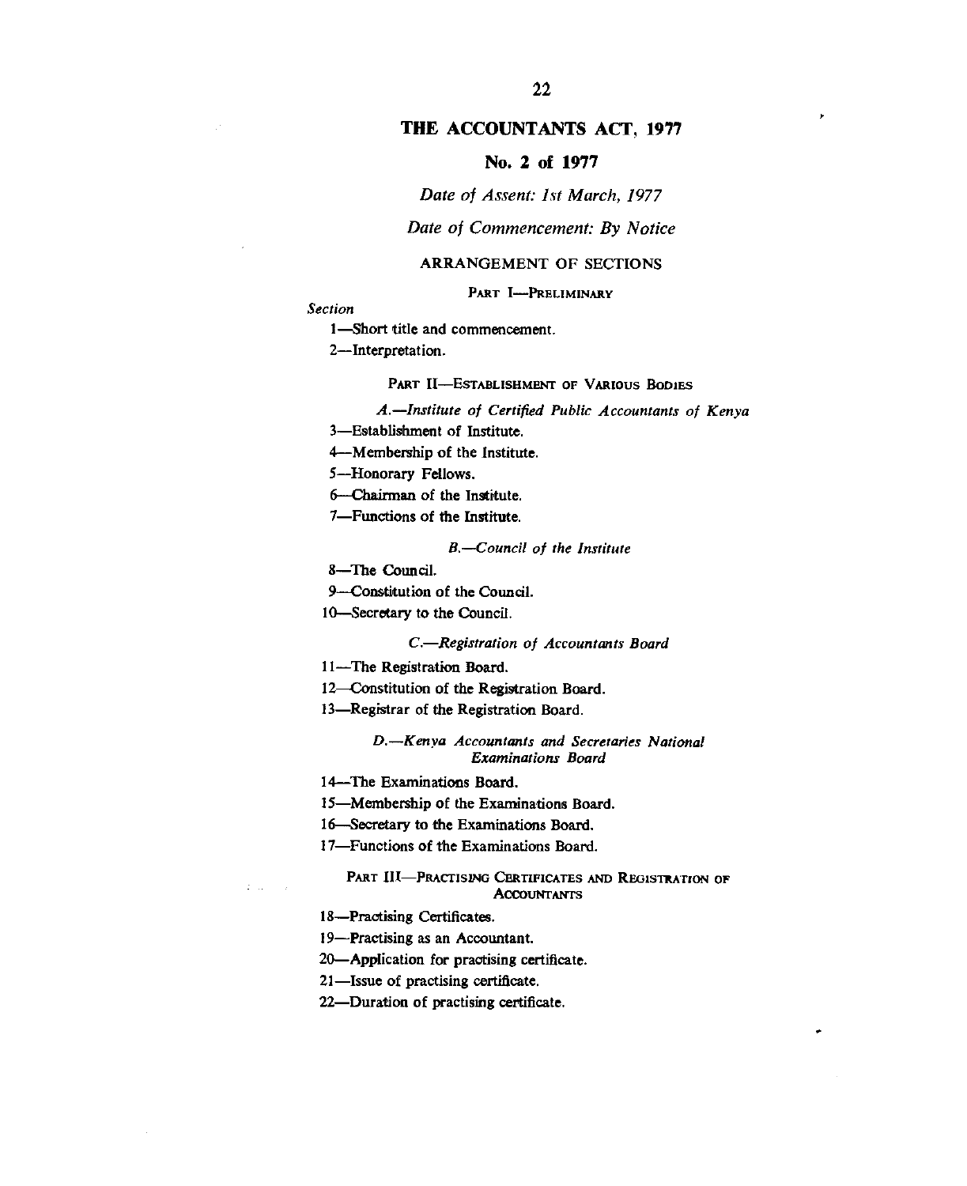# THE ACCOUNTANTS ACT, 1977

## No. 2 of 1977

*Date of Assent: 1st March, 1977*

*Date of Commencement: By Notice*

### ARRANGEMENT OF SECTIONS

#### PART I—PRELIMINARY

*Section*

1—Short title and commencement.

2—Interpretation.

#### PART II—ESTABLISHMENT OF VARIOUS BODIES

*A.—Institute of Certified Public Accountants of Kenya*

3—Establishment of Institute.

4—Membership of the Institute.

5—Honorary Fellows.

6—Chairman of the Institute.

7—Functions of the Institute.

*B.—Council of the Institute*

8—The Council.

9—Constitution of the Council.

10—Secretary to the Council.

*C.—Registration of Accountants Board*

11—The Registration Board.

12—Constitution of the Registration Board.

13—Registrar of the Registration Board.

*D.—Kenya Accountants and Secretaries National Examinations Board*

14—The Examinations Board.

15—Membership of the Examinations Board.

16—Secretary to the Examinations Board.

17—Functions of the Examinations Board.

#### PART III—PRACTISING CERTIFICATES AND REGISTRATION OF ACCOUNTANTS

18—Practising Certificates.

19—Practising as an Accountant.

20—Application for practising certificate.

21—Issue of practising certificate.

22—Duration of practising certificate.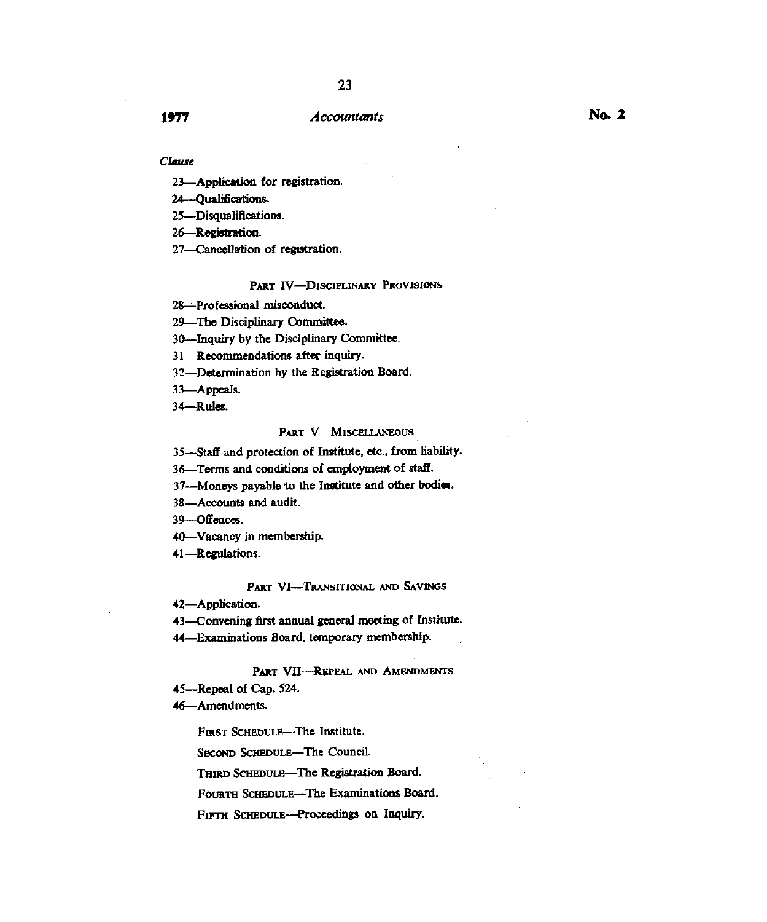*Clause*

23—Application for registration.

24—Qualifications.

25—Disqualifications.

26—Registration.

27—Cancellation of registration.

PART IV—DISCIPLINARY PROVISIONS

28—Professional misconduct.

29—The Disciplinary Committee.

30—Inquiry by the Disciplinary Committee.

31—Recommendations after inquiry.

32—Determination by the Registration Board.

33—Appeals.

34—Rules.

PART V—MISCELLANEOUS

35—Staff and protection of Institute, etc., from liability.

36—Terms and conditions of employment of staff.

37—Moneys payable to the Institute and other bodies.

38—Accounts and audit.

39—Offences.

40—Vacancy in membership.

41—Regulations.

PART VI—TRANSITIONAL AND SAVINGS

42—Application.

43—Convening first annual general meeting of Institute.

44—Examinations Board, temporary membership.

PART VII—REPEAL AND AMENDMENTS

45—Repeal of Cap. 524.

46—Amendments.

FIRST SCHEDULE—The Institute.

SECOND SCHEDULE—The Council.

THIRD SCHEDULE—The Registration Board.

FOURTH SCHEDULE—The Examinations Board.

FIFTH SCHEDULE—Proceedings on Inquiry.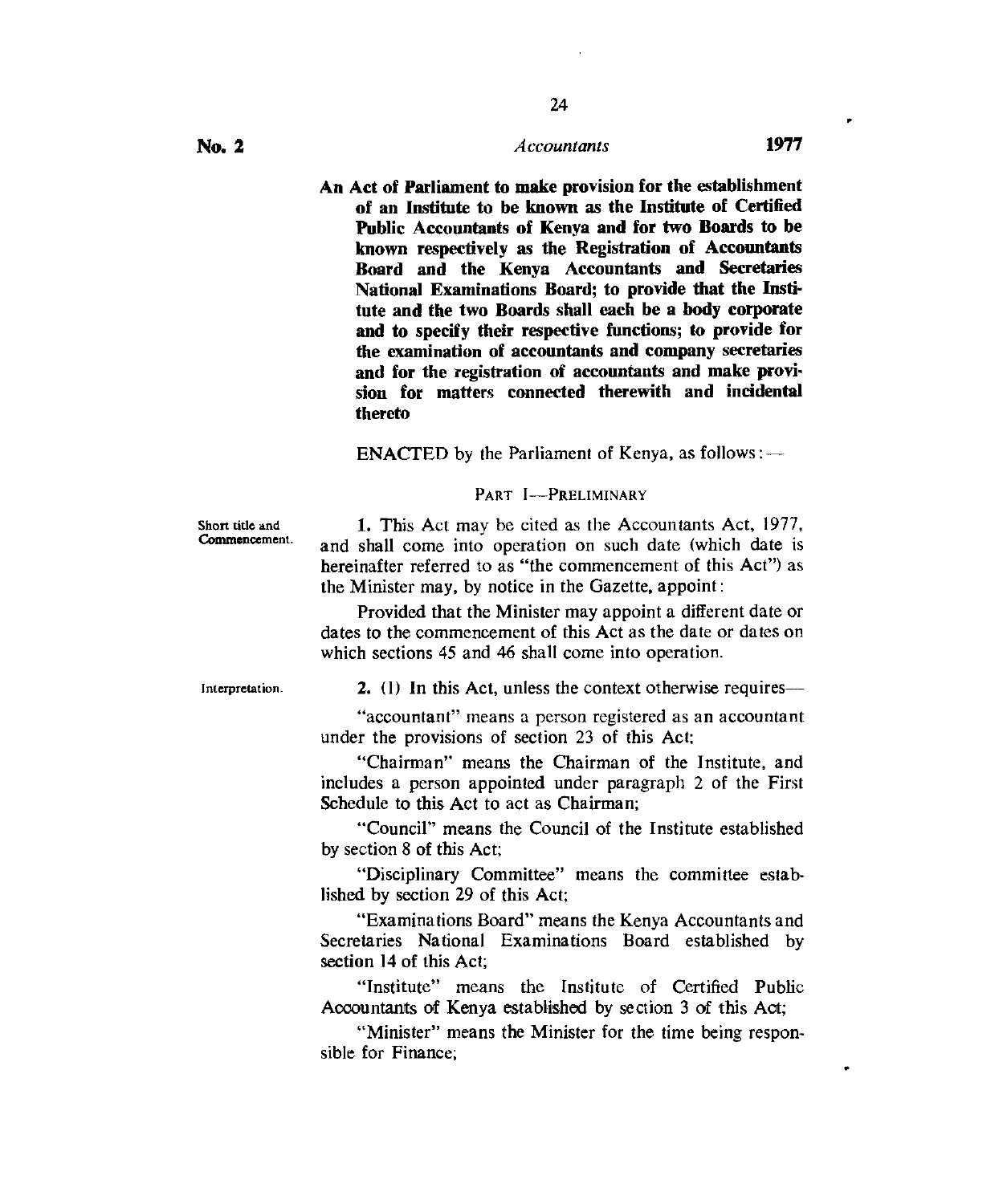**No. 2** *Accountants* **1977**

**An Act of Parliament to make provision for the establishment of an Institute to be known as the Institute of Certified Public Accountants of Kenya and for two Boards to be known respectively as the Registration of Accountants Board and the Kenya Accountants and Secretaries National Examinations Board; to provide that the Institute and the two Boards shall each be a body corporate and to specify their respective functions; to provide for the examination of accountants and company secretaries and for the registration of accountants and make provision for matters connected therewith and incidental thereto**

ENACTED by the Parliament of Kenya, as follows:—

## PART I—PRELIMINARY

Short title and Commencement.

**1.** This Act may be cited as the Accountants Act, 1977, and shall come into operation on such date (which date is hereinafter referred to as "the commencement of this Act") as the Minister may, by notice in the Gazette, appoint:

Provided that the Minister may appoint a different date or dates to the commencement of this Act as the date or dates on which sections 45 and 46 shall come into operation.

Interpretation.

**2.** (1) In this Act, unless the context otherwise requires—

"accountant" means a person registered as an accountant under the provisions of section 23 of this Act;

"Chairman" means the Chairman of the Institute, and includes a person appointed under paragraph 2 of the First Schedule to this Act to act as Chairman;

"Council" means the Council of the Institute established by section 8 of this Act;

"Disciplinary Committee" means the committee established by section 29 of this Act;

"Examinations Board" means the Kenya Accountants and Secretaries National Examinations Board established by section 14 of this Act;

"Institute" means the Institute of Certified Public Accountants of Kenya established by section 3 of this Act;

"Minister" means the Minister for the time being responsible for Finance;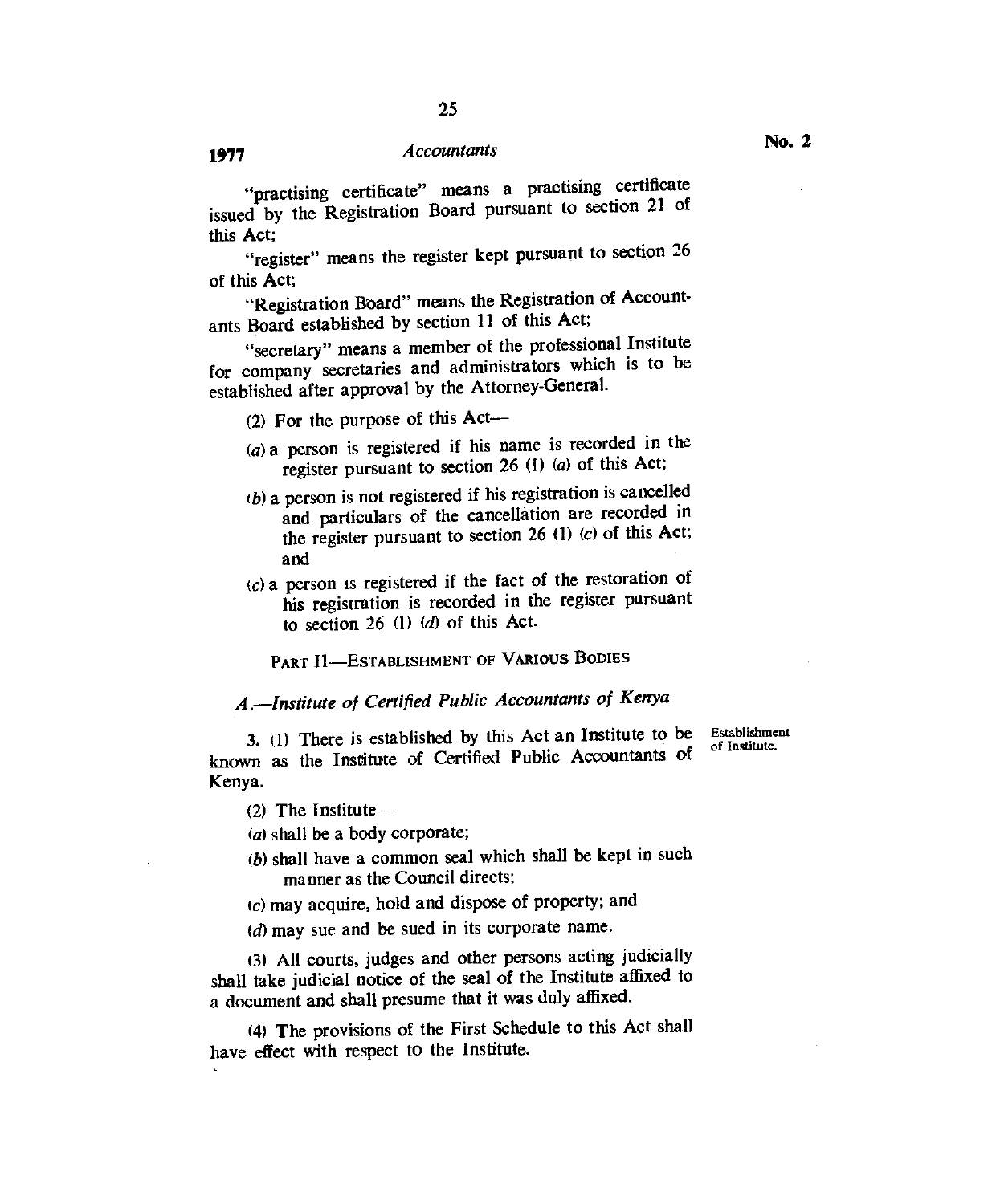"practising certificate" means a practising certificate issued by the Registration Board pursuant to section 21 of this Act;

"register" means the register kept pursuant to section 26 of this Act;

"Registration Board" means the Registration of Accountants Board established by section 11 of this Act;

"secretary" means a member of the professional Institute for company secretaries and administrators which is to be established after approval by the Attorney-General.

(2) For the purpose of this Act—

(a) a person is registered if his name is recorded in the register pursuant to section 26 (1) (a) of this Act;

(b) a person is not registered if his registration is cancelled and particulars of the cancellation are recorded in the register pursuant to section 26 (1) (c) of this Act; and

(c) a person is registered if the fact of the restoration of his registration is recorded in the register pursuant to section 26 (1) (d) of this Act.

## PART II—ESTABLISHMENT OF VARIOUS BODIES

### *A.—Institute of Certified Public Accountants of Kenya*

Establishment of Institute.

3. (1) There is established by this Act an Institute to be known as the Institute of Certified Public Accountants of Kenya.

(2) The Institute—

(a) shall be a body corporate;

(b) shall have a common seal which shall be kept in such manner as the Council directs;

(c) may acquire, hold and dispose of property; and

(d) may sue and be sued in its corporate name.

(3) All courts, judges and other persons acting judicially shall take judicial notice of the seal of the Institute affixed to a document and shall presume that it was duly affixed.

(4) The provisions of the First Schedule to this Act shall have effect with respect to the Institute.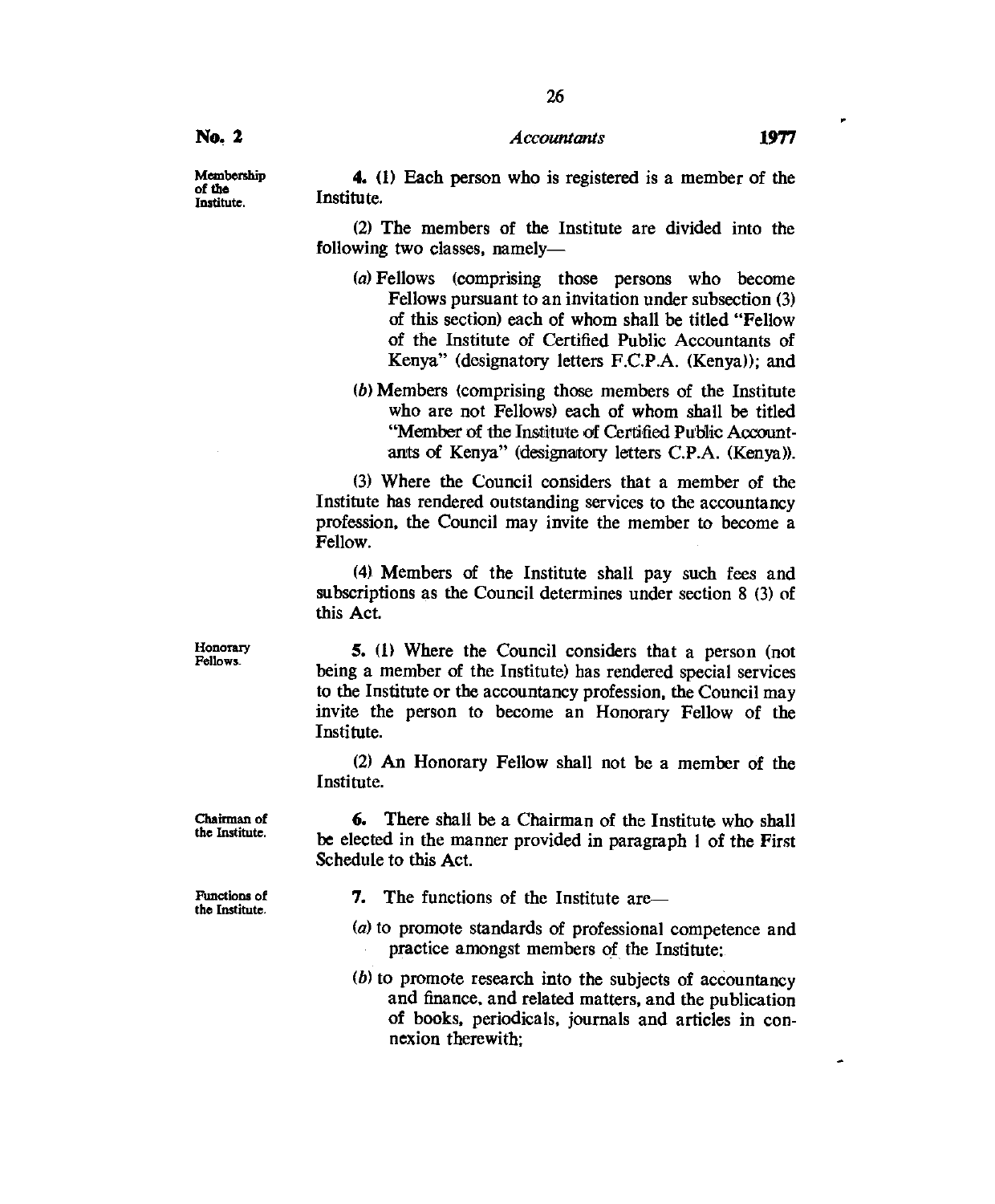**Membership of the Institute.**

4. (1) Each person who is registered is a member of the Institute.

(2) The members of the Institute are divided into the following two classes, namely—

(a) Fellows (comprising those persons who become Fellows pursuant to an invitation under subsection (3) of this section) each of whom shall be titled "Fellow of the Institute of Certified Public Accountants of Kenya" (designatory letters F.C.P.A. (Kenya)); and

(b) Members (comprising those members of the Institute who are not Fellows) each of whom shall be titled "Member of the Institute of Certified Public Accountants of Kenya" (designatory letters C.P.A. (Kenya)).

(3) Where the Council considers that a member of the Institute has rendered outstanding services to the accountancy profession, the Council may invite the member to become a Fellow.

(4) Members of the Institute shall pay such fees and subscriptions as the Council determines under section 8 (3) of this Act.

**Honorary Fellows.**

5. (1) Where the Council considers that a person (not being a member of the Institute) has rendered special services to the Institute or the accountancy profession, the Council may invite the person to become an Honorary Fellow of the Institute.

(2) An Honorary Fellow shall not be a member of the Institute.

**Chairman of the Institute.**

6. There shall be a Chairman of the Institute who shall be elected in the manner provided in paragraph 1 of the First Schedule to this Act.

**Functions of the Institute.**

7. The functions of the Institute are—

(a) to promote standards of professional competence and practice amongst members of the Institute;

(b) to promote research into the subjects of accountancy and finance, and related matters, and the publication of books, periodicals, journals and articles in connexion therewith;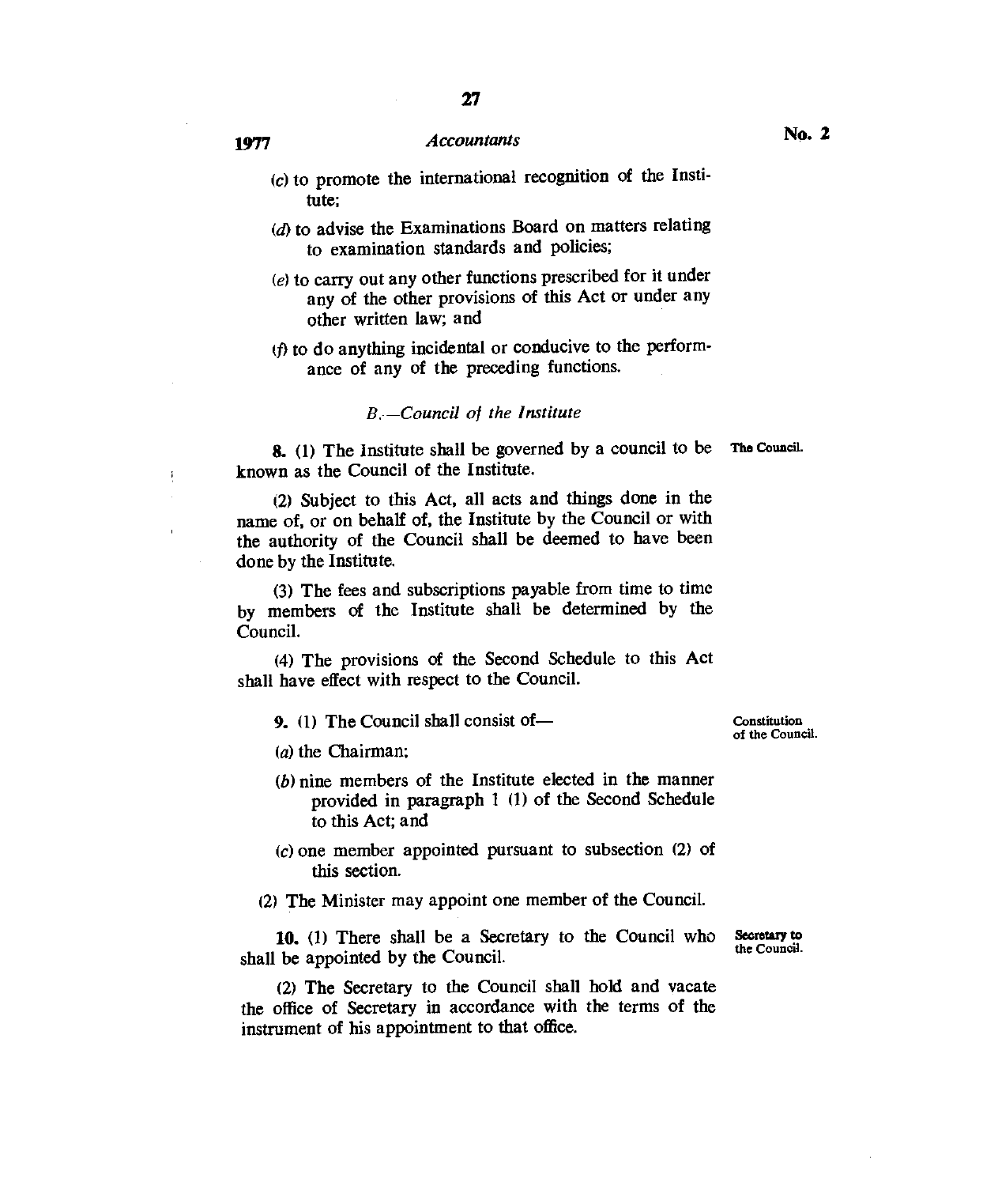(c) to promote the international recognition of the Institute;

(d) to advise the Examinations Board on matters relating to examination standards and policies;

(e) to carry out any other functions prescribed for it under any of the other provisions of this Act or under any other written law; and

(f) to do anything incidental or conducive to the performance of any of the preceding functions.

### *B.—Council of the Institute*

**8.** (1) The Institute shall be governed by a council to be known as the Council of the Institute. **The Council.**

(2) Subject to this Act, all acts and things done in the name of, or on behalf of, the Institute by the Council or with the authority of the Council shall be deemed to have been done by the Institute.

(3) The fees and subscriptions payable from time to time by members of the Institute shall be determined by the Council.

(4) The provisions of the Second Schedule to this Act shall have effect with respect to the Council.

**9.** (1) The Council shall consist of— **Constitution of the Council.**

(a) the Chairman;

(b) nine members of the Institute elected in the manner provided in paragraph 1 (1) of the Second Schedule to this Act; and

(c) one member appointed pursuant to subsection (2) of this section.

(2) The Minister may appoint one member of the Council.

**10.** (1) There shall be a Secretary to the Council who shall be appointed by the Council. **Secretary to the Council.**

(2) The Secretary to the Council shall hold and vacate the office of Secretary in accordance with the terms of the instrument of his appointment to that office.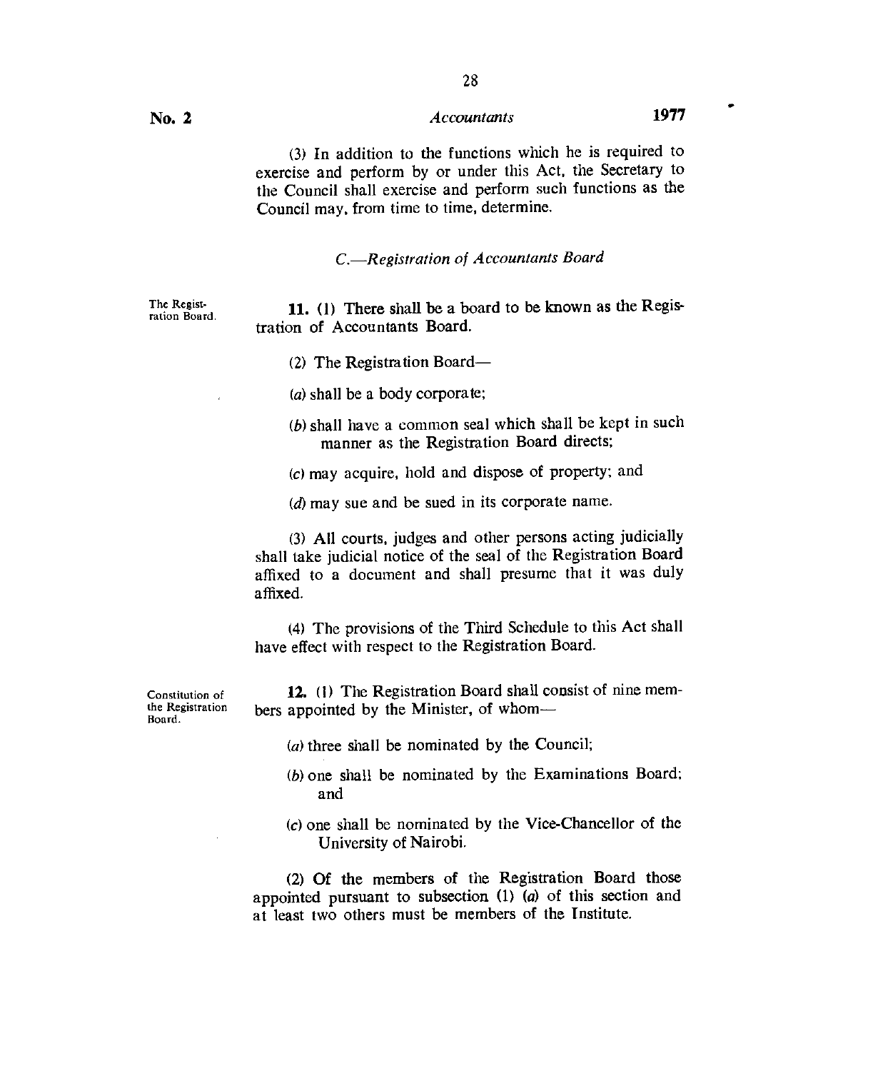(3) In addition to the functions which he is required to exercise and perform by or under this Act, the Secretary to the Council shall exercise and perform such functions as the Council may, from time to time, determine.

### *C.—Registration of Accountants Board*

The Registration Board.

**11.** (1) There shall be a board to be known as the Registration of Accountants Board.

(2) The Registration Board—

(*a*) shall be a body corporate;

(*b*) shall have a common seal which shall be kept in such manner as the Registration Board directs;

(*c*) may acquire, hold and dispose of property; and

(*d*) may sue and be sued in its corporate name.

(3) All courts, judges and other persons acting judicially shall take judicial notice of the seal of the Registration Board affixed to a document and shall presume that it was duly affixed.

(4) The provisions of the Third Schedule to this Act shall have effect with respect to the Registration Board.

Constitution of the Registration Board.

**12.** (1) The Registration Board shall consist of nine members appointed by the Minister, of whom—

(*a*) three shall be nominated by the Council;

(*b*) one shall be nominated by the Examinations Board; and

(*c*) one shall be nominated by the Vice-Chancellor of the University of Nairobi.

(2) Of the members of the Registration Board those appointed pursuant to subsection (1) (*a*) of this section and at least two others must be members of the Institute.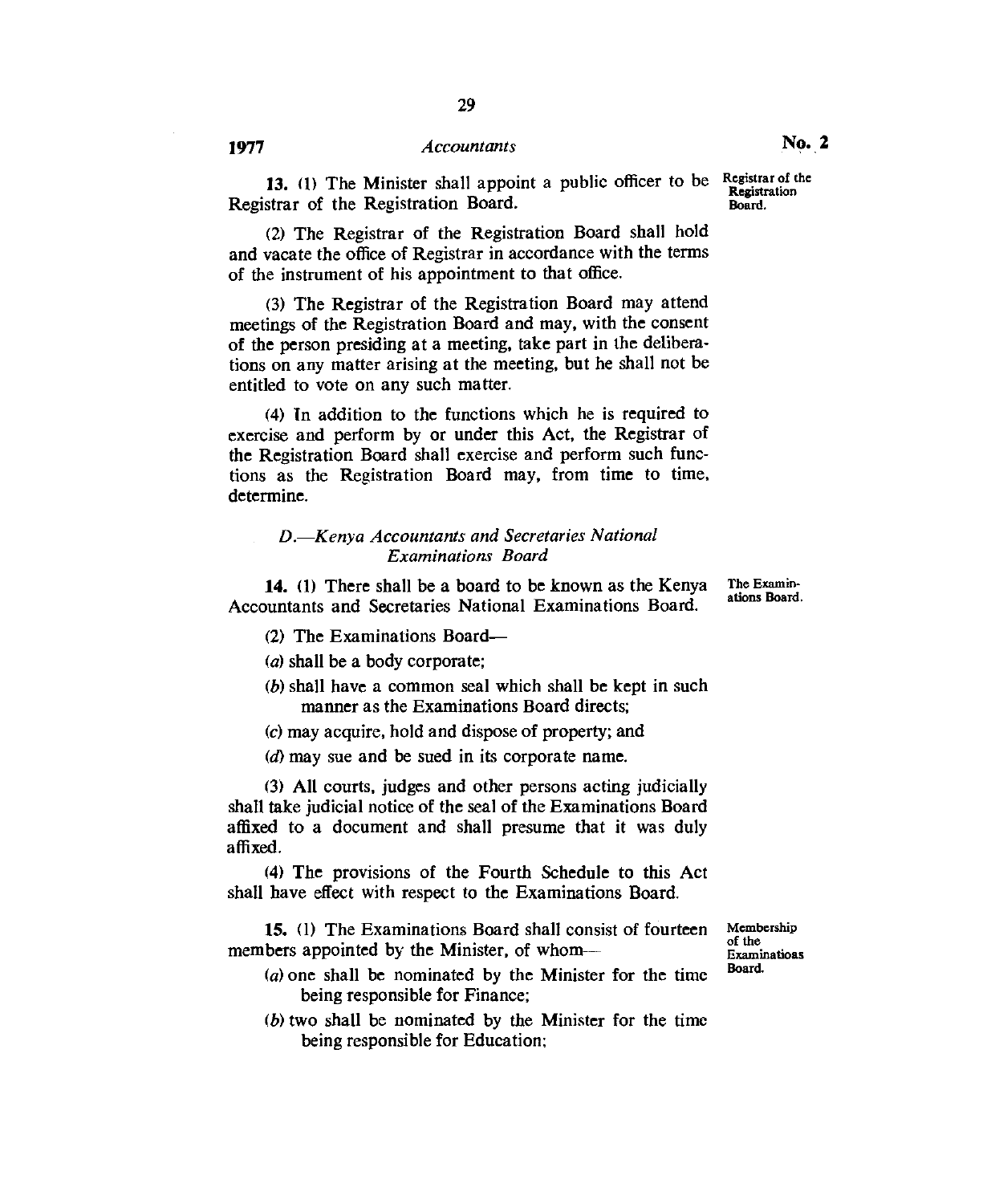**13.** (1) The Minister shall appoint a public officer to be Registrar of the Registration Board.

*Registrar of the Registration Board.*

(2) The Registrar of the Registration Board shall hold and vacate the office of Registrar in accordance with the terms of the instrument of his appointment to that office.

(3) The Registrar of the Registration Board may attend meetings of the Registration Board and may, with the consent of the person presiding at a meeting, take part in the deliberations on any matter arising at the meeting, but he shall not be entitled to vote on any such matter.

(4) In addition to the functions which he is required to exercise and perform by or under this Act, the Registrar of the Registration Board shall exercise and perform such functions as the Registration Board may, from time to time, determine.

### *D.—Kenya Accountants and Secretaries National Examinations Board*

**14.** (1) There shall be a board to be known as the Kenya Accountants and Secretaries National Examinations Board.

*The Examinations Board.*

(2) The Examinations Board—

(*a*) shall be a body corporate;

(*b*) shall have a common seal which shall be kept in such manner as the Examinations Board directs;

(*c*) may acquire, hold and dispose of property; and

(*d*) may sue and be sued in its corporate name.

(3) All courts, judges and other persons acting judicially shall take judicial notice of the seal of the Examinations Board affixed to a document and shall presume that it was duly affixed.

(4) The provisions of the Fourth Schedule to this Act shall have effect with respect to the Examinations Board.

**15.** (1) The Examinations Board shall consist of fourteen members appointed by the Minister, of whom—

*Membership of the Examinatioas Board.*

(*a*) one shall be nominated by the Minister for the time being responsible for Finance;

(*b*) two shall be nominated by the Minister for the time being responsible for Education;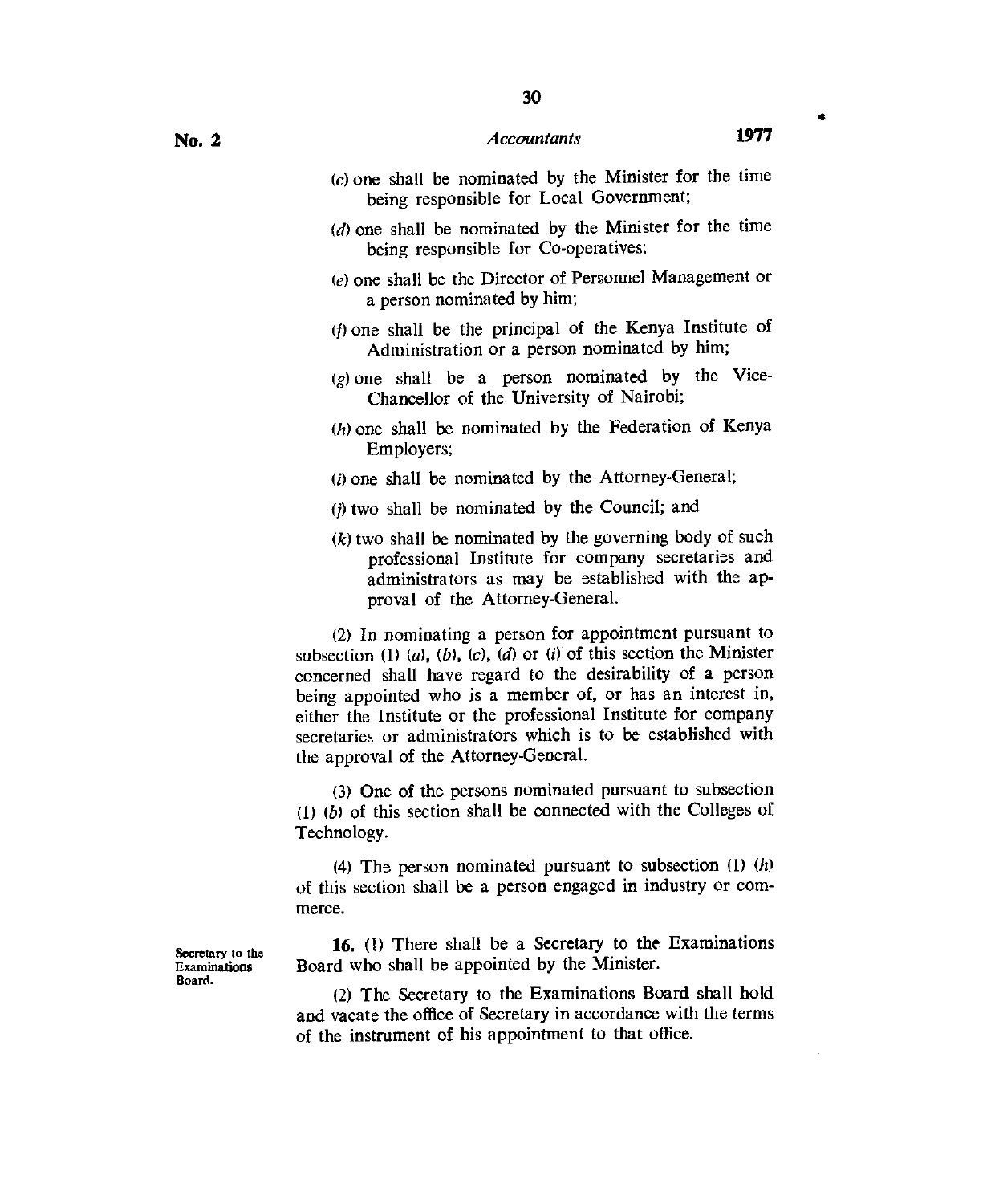(c) one shall be nominated by the Minister for the time being responsible for Local Government;

(d) one shall be nominated by the Minister for the time being responsible for Co-operatives;

(e) one shall be the Director of Personnel Management or a person nominated by him;

(f) one shall be the principal of the Kenya Institute of Administration or a person nominated by him;

(g) one shall be a person nominated by the Vice-Chancellor of the University of Nairobi;

(h) one shall be nominated by the Federation of Kenya Employers;

(i) one shall be nominated by the Attorney-General;

(j) two shall be nominated by the Council; and

(k) two shall be nominated by the governing body of such professional Institute for company secretaries and administrators as may be established with the approval of the Attorney-General.

(2) In nominating a person for appointment pursuant to subsection (1) (a), (b), (c), (d) or (i) of this section the Minister concerned shall have regard to the desirability of a person being appointed who is a member of, or has an interest in, either the Institute or the professional Institute for company secretaries or administrators which is to be established with the approval of the Attorney-General.

(3) One of the persons nominated pursuant to subsection (1) (b) of this section shall be connected with the Colleges of Technology.

(4) The person nominated pursuant to subsection (1) (h) of this section shall be a person engaged in industry or commerce.

Secretary to the Examinations Board.

**16.** (1) There shall be a Secretary to the Examinations Board who shall be appointed by the Minister.

(2) The Secretary to the Examinations Board shall hold and vacate the office of Secretary in accordance with the terms of the instrument of his appointment to that office.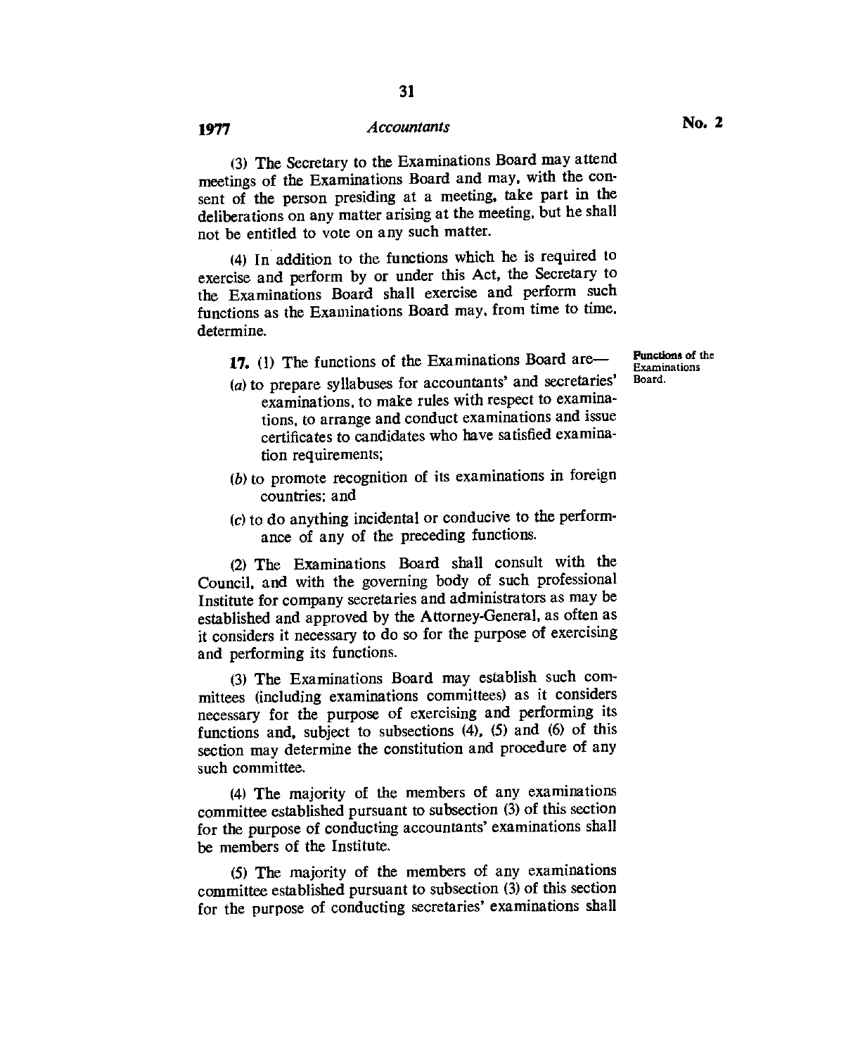(3) The Secretary to the Examinations Board may attend meetings of the Examinations Board and may, with the consent of the person presiding at a meeting, take part in the deliberations on any matter arising at the meeting, but he shall not be entitled to vote on any such matter.

(4) In addition to the functions which he is required to exercise and perform by or under this Act, the Secretary to the Examinations Board shall exercise and perform such functions as the Examinations Board may, from time to time, determine.

**Functions of the Examinations Board.**

**17.** (1) The functions of the Examinations Board are—

(*a*) to prepare syllabuses for accountants' and secretaries' examinations, to make rules with respect to examinations, to arrange and conduct examinations and issue certificates to candidates who have satisfied examination requirements;

(*b*) to promote recognition of its examinations in foreign countries; and

(*c*) to do anything incidental or conducive to the performance of any of the preceding functions.

(2) The Examinations Board shall consult with the Council, and with the governing body of such professional Institute for company secretaries and administrators as may be established and approved by the Attorney-General, as often as it considers it necessary to do so for the purpose of exercising and performing its functions.

(3) The Examinations Board may establish such committees (including examinations committees) as it considers necessary for the purpose of exercising and performing its functions and, subject to subsections (4), (5) and (6) of this section may determine the constitution and procedure of any such committee.

(4) The majority of the members of any examinations committee established pursuant to subsection (3) of this section for the purpose of conducting accountants' examinations shall be members of the Institute.

(5) The majority of the members of any examinations committee established pursuant to subsection (3) of this section for the purpose of conducting secretaries' examinations shall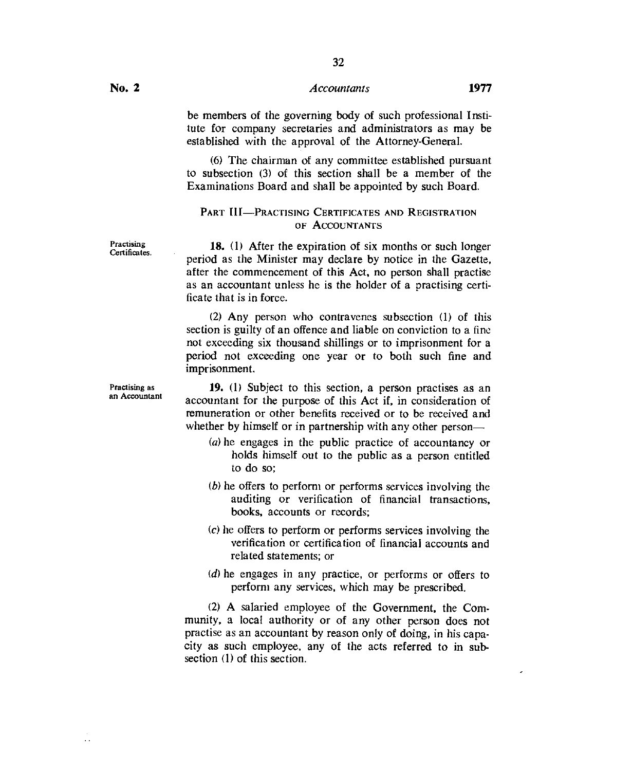be members of the governing body of such professional Institute for company secretaries and administrators as may be established with the approval of the Attorney-General.

(6) The chairman of any committee established pursuant to subsection (3) of this section shall be a member of the Examinations Board and shall be appointed by such Board.

## PART III—PRACTISING CERTIFICATES AND REGISTRATION OF ACCOUNTANTS

*Practising Certificates.*

**18.** (1) After the expiration of six months or such longer period as the Minister may declare by notice in the Gazette, after the commencement of this Act, no person shall practise as an accountant unless he is the holder of a practising certificate that is in force.

(2) Any person who contravenes subsection (1) of this section is guilty of an offence and liable on conviction to a fine not exceeding six thousand shillings or to imprisonment for a period not exceeding one year or to both such fine and imprisonment.

*Practising as an Accountant*

**19.** (1) Subject to this section, a person practises as an accountant for the purpose of this Act if, in consideration of remuneration or other benefits received or to be received and whether by himself or in partnership with any other person—

(*a*) he engages in the public practice of accountancy or holds himself out to the public as a person entitled to do so;

(*b*) he offers to perform or performs services involving the auditing or verification of financial transactions, books, accounts or records;

(*c*) he offers to perform or performs services involving the verification or certification of financial accounts and related statements; or

(*d*) he engages in any practice, or performs or offers to perform any services, which may be prescribed.

(2) A salaried employee of the Government, the Community, a local authority or of any other person does not practise as an accountant by reason only of doing, in his capacity as such employee, any of the acts referred to in subsection (1) of this section.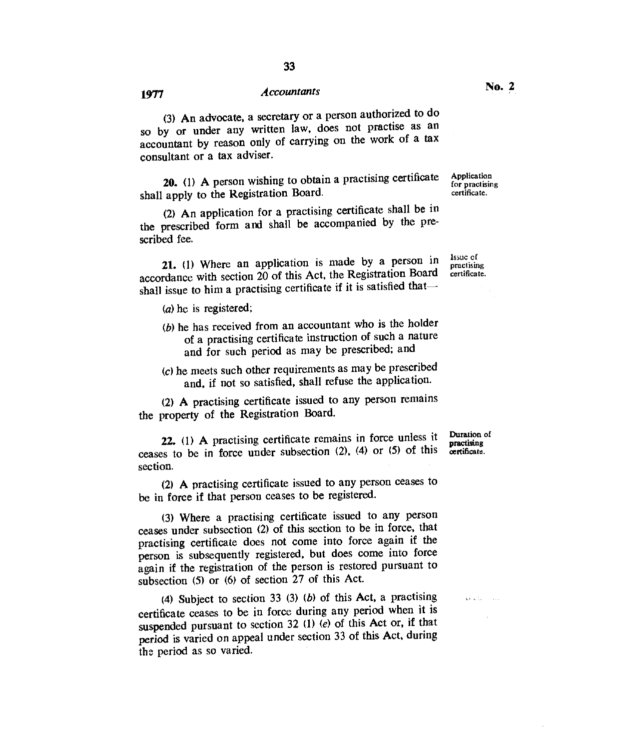(3) An advocate, a secretary or a person authorized to do so by or under any written law, does not practise as an accountant by reason only of carrying on the work of a tax consultant or a tax adviser.

**Application for practising certificate.**

**20.** (1) A person wishing to obtain a practising certificate shall apply to the Registration Board.

(2) An application for a practising certificate shall be in the prescribed form and shall be accompanied by the prescribed fee.

**Issue of practising certificate.**

**21.** (1) Where an application is made by a person in accordance with section 20 of this Act, the Registration Board shall issue to him a practising certificate if it is satisfied that—

(*a*) he is registered;

(*b*) he has received from an accountant who is the holder of a practising certificate instruction of such a nature and for such period as may be prescribed; and

(*c*) he meets such other requirements as may be prescribed and, if not so satisfied, shall refuse the application.

(2) A practising certificate issued to any person remains the property of the Registration Board.

**Duration of practising certificate.**

**22.** (1) A practising certificate remains in force unless it ceases to be in force under subsection (2), (4) or (5) of this section.

(2) A practising certificate issued to any person ceases to be in force if that person ceases to be registered.

(3) Where a practising certificate issued to any person ceases under subsection (2) of this section to be in force, that practising certificate does not come into force again if the person is subsequently registered, but does come into force again if the registration of the person is restored pursuant to subsection (5) or (6) of section 27 of this Act.

(4) Subject to section 33 (3) (*b*) of this Act, a practising certificate ceases to be in force during any period when it is suspended pursuant to section 32 (1) (*e*) of this Act or, if that period is varied on appeal under section 33 of this Act, during the period as so varied.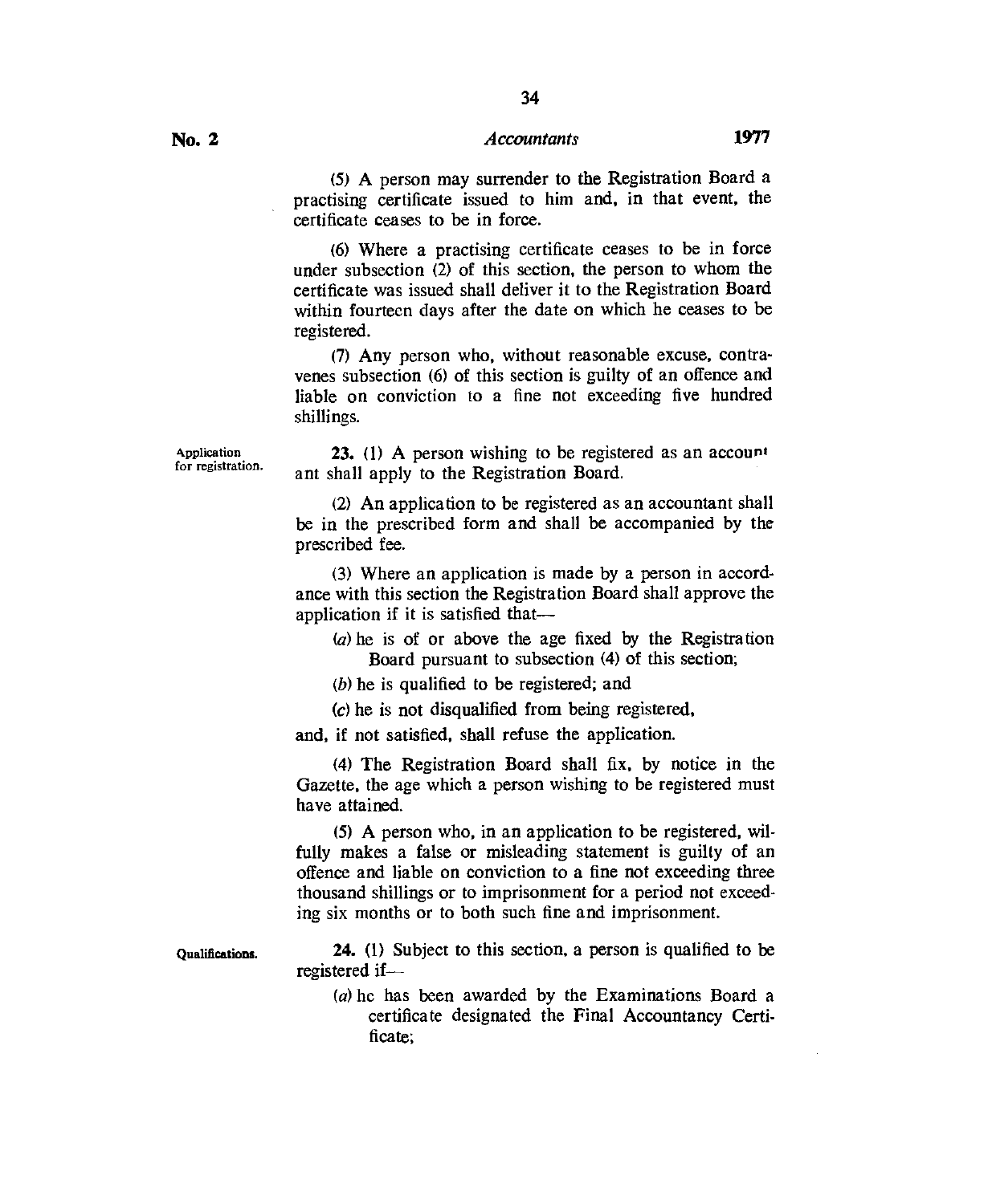(5) A person may surrender to the Registration Board a practising certificate issued to him and, in that event, the certificate ceases to be in force.

(6) Where a practising certificate ceases to be in force under subsection (2) of this section, the person to whom the certificate was issued shall deliver it to the Registration Board within fourteen days after the date on which he ceases to be registered.

(7) Any person who, without reasonable excuse, contravenes subsection (6) of this section is guilty of an offence and liable on conviction to a fine not exceeding five hundred shillings.

*Application for registration.*

**23.** (1) A person wishing to be registered as an accountant shall apply to the Registration Board.

(2) An application to be registered as an accountant shall be in the prescribed form and shall be accompanied by the prescribed fee.

(3) Where an application is made by a person in accordance with this section the Registration Board shall approve the application if it is satisfied that—

(*a*) he is of or above the age fixed by the Registration Board pursuant to subsection (4) of this section;

(*b*) he is qualified to be registered; and

(*c*) he is not disqualified from being registered,

and, if not satisfied, shall refuse the application.

(4) The Registration Board shall fix, by notice in the Gazette, the age which a person wishing to be registered must have attained.

(5) A person who, in an application to be registered, wilfully makes a false or misleading statement is guilty of an offence and liable on conviction to a fine not exceeding three thousand shillings or to imprisonment for a period not exceeding six months or to both such fine and imprisonment.

*Qualifications.*

**24.** (1) Subject to this section, a person is qualified to be registered if—

(*a*) he has been awarded by the Examinations Board a certificate designated the Final Accountancy Certificate;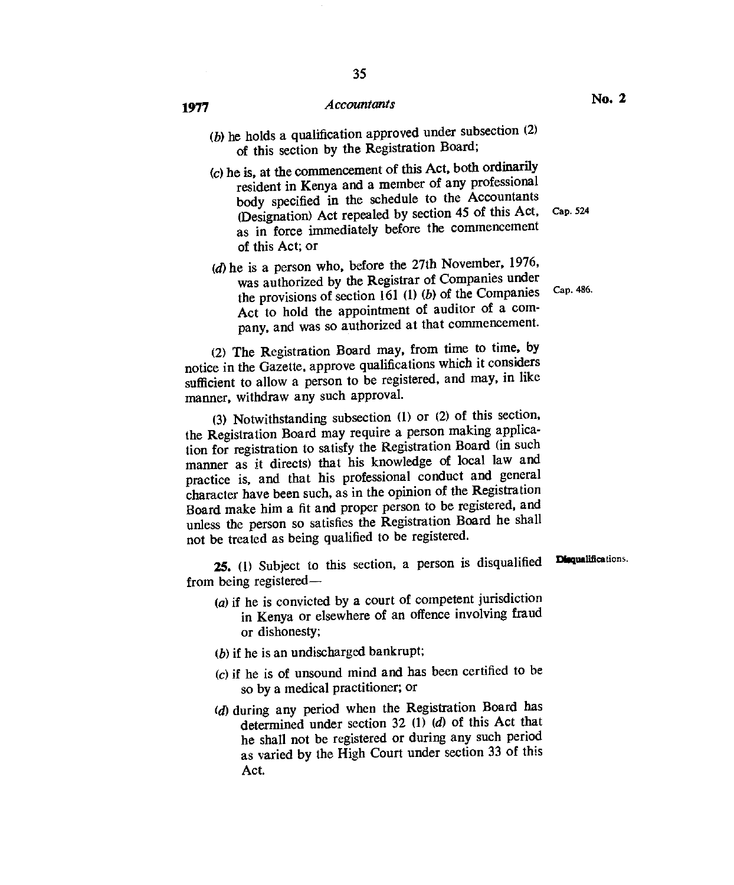(*b*) he holds a qualification approved under subsection (2) of this section by the Registration Board;

(*c*) he is, at the commencement of this Act, both ordinarily resident in Kenya and a member of any professional body specified in the schedule to the Accountants (Designation) Act repealed by section 45 of this Act, as in force immediately before the commencement of this Act; or

Cap. 524

(*d*) he is a person who, before the 27th November, 1976, was authorized by the Registrar of Companies under the provisions of section 161 (1) (*b*) of the Companies Act to hold the appointment of auditor of a company, and was so authorized at that commencement.

Cap. 486.

(2) The Registration Board may, from time to time, by notice in the Gazette, approve qualifications which it considers sufficient to allow a person to be registered, and may, in like manner, withdraw any such approval.

(3) Notwithstanding subsection (1) or (2) of this section, the Registration Board may require a person making application for registration to satisfy the Registration Board (in such manner as it directs) that his knowledge of local law and practice is, and that his professional conduct and general character have been such, as in the opinion of the Registration Board make him a fit and proper person to be registered, and unless the person so satisfies the Registration Board he shall not be treated as being qualified to be registered.

**Disqualifications.**

**25.** (1) Subject to this section, a person is disqualified from being registered—

(*a*) if he is convicted by a court of competent jurisdiction in Kenya or elsewhere of an offence involving fraud or dishonesty;

(*b*) if he is an undischarged bankrupt;

(*c*) if he is of unsound mind and has been certified to be so by a medical practitioner; or

(*d*) during any period when the Registration Board has determined under section 32 (1) (*d*) of this Act that he shall not be registered or during any such period as varied by the High Court under section 33 of this Act.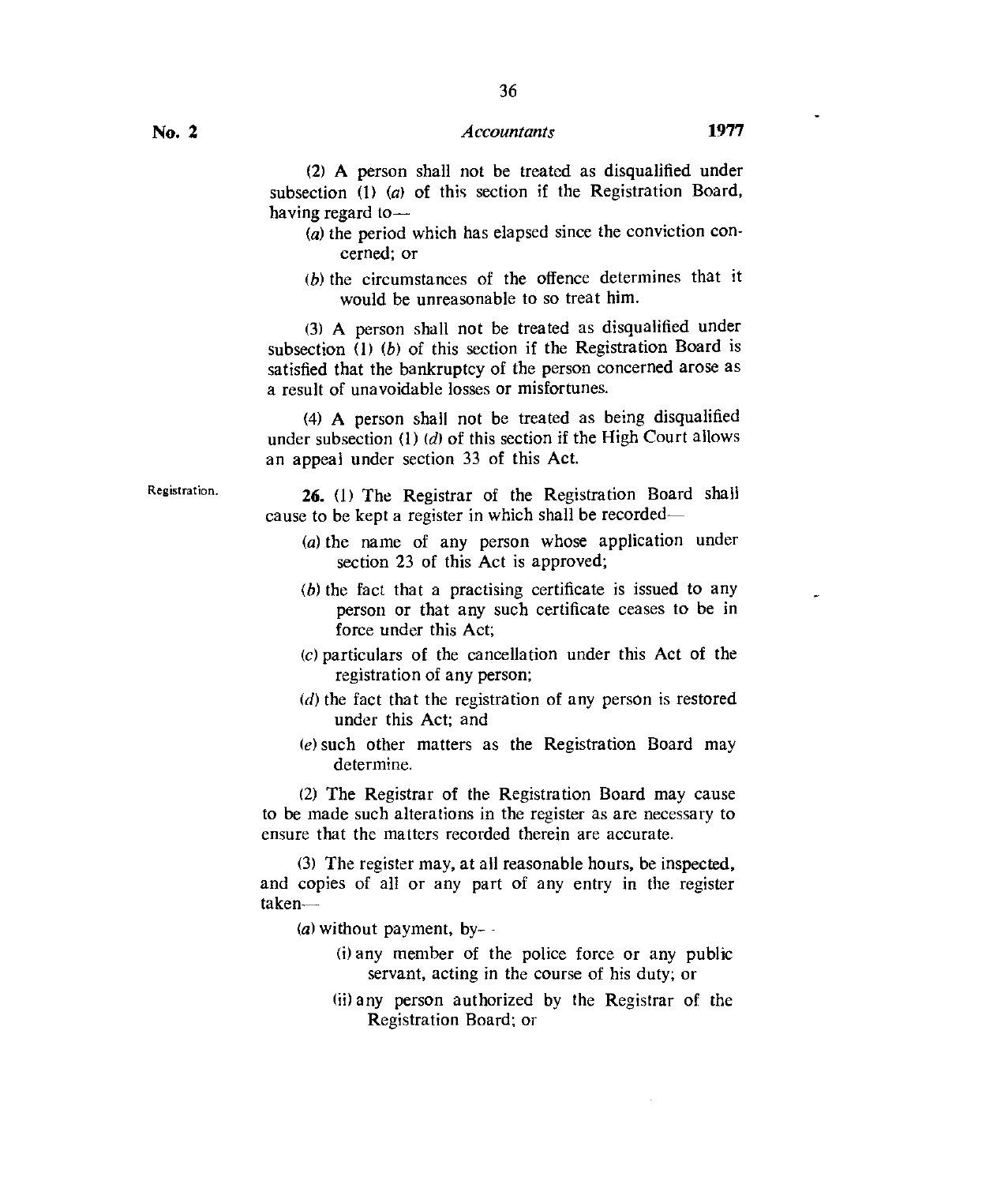(2) A person shall not be treated as disqualified under subsection (1) (*a*) of this section if the Registration Board, having regard to—

(*a*) the period which has elapsed since the conviction concerned; or

(*b*) the circumstances of the offence determines that it would be unreasonable to so treat him.

(3) A person shall not be treated as disqualified under subsection (1) (*b*) of this section if the Registration Board is satisfied that the bankruptcy of the person concerned arose as a result of unavoidable losses or misfortunes.

(4) A person shall not be treated as being disqualified under subsection (1) (*d*) of this section if the High Court allows an appeal under section 33 of this Act.

Registration.

**26.** (1) The Registrar of the Registration Board shall cause to be kept a register in which shall be recorded—

(*a*) the name of any person whose application under section 23 of this Act is approved;

(*b*) the fact that a practising certificate is issued to any person or that any such certificate ceases to be in force under this Act;

(*c*) particulars of the cancellation under this Act of the registration of any person;

(*d*) the fact that the registration of any person is restored under this Act; and

(*e*) such other matters as the Registration Board may determine.

(2) The Registrar of the Registration Board may cause to be made such alterations in the register as are necessary to ensure that the matters recorded therein are accurate.

(3) The register may, at all reasonable hours, be inspected, and copies of all or any part of any entry in the register taken—

(*a*) without payment, by—

(i) any member of the police force or any public servant, acting in the course of his duty; or

(ii) any person authorized by the Registrar of the Registration Board; or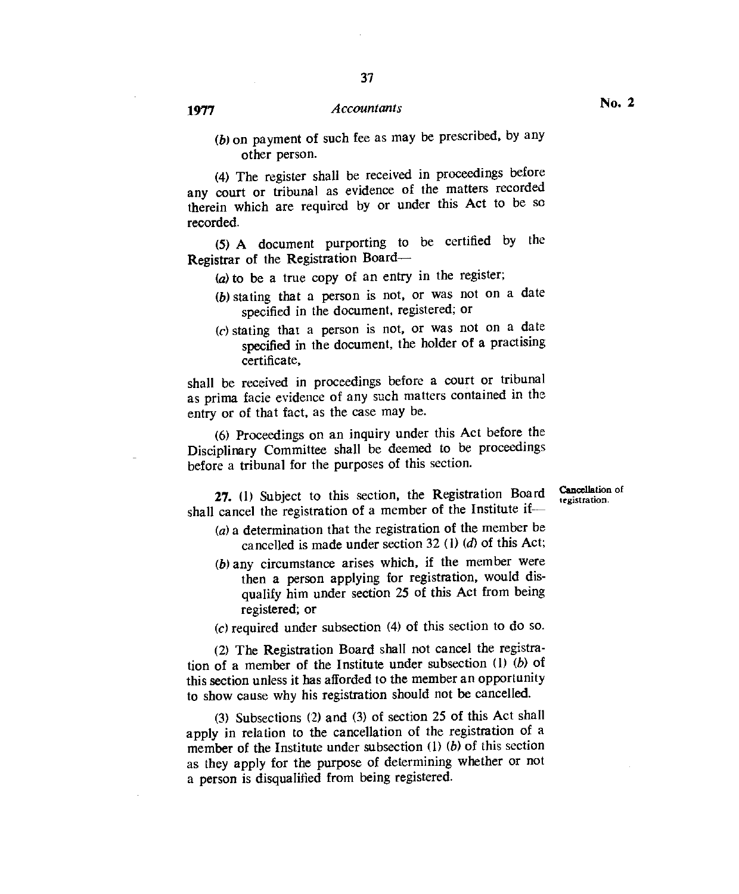(*b*) on payment of such fee as may be prescribed, by any other person.

(4) The register shall be received in proceedings before any court or tribunal as evidence of the matters recorded therein which are required by or under this Act to be so recorded.

(5) A document purporting to be certified by the Registrar of the Registration Board—

(*a*) to be a true copy of an entry in the register;

(*b*) stating that a person is not, or was not on a date specified in the document, registered; or

(*c*) stating that a person is not, or was not on a date specified in the document, the holder of a practising certificate,

shall be received in proceedings before a court or tribunal as prima facie evidence of any such matters contained in the entry or of that fact, as the case may be.

(6) Proceedings on an inquiry under this Act before the Disciplinary Committee shall be deemed to be proceedings before a tribunal for the purposes of this section.

**Cancellation of registration.**

**27.** (1) Subject to this section, the Registration Board shall cancel the registration of a member of the Institute if—

(*a*) a determination that the registration of the member be cancelled is made under section 32 (1) (*d*) of this Act;

(*b*) any circumstance arises which, if the member were then a person applying for registration, would disqualify him under section 25 of this Act from being registered; or

(*c*) required under subsection (4) of this section to do so.

(2) The Registration Board shall not cancel the registration of a member of the Institute under subsection (1) (*b*) of this section unless it has afforded to the member an opportunity to show cause why his registration should not be cancelled.

(3) Subsections (2) and (3) of section 25 of this Act shall apply in relation to the cancellation of the registration of a member of the Institute under subsection (1) (*b*) of this section as they apply for the purpose of determining whether or not a person is disqualified from being registered.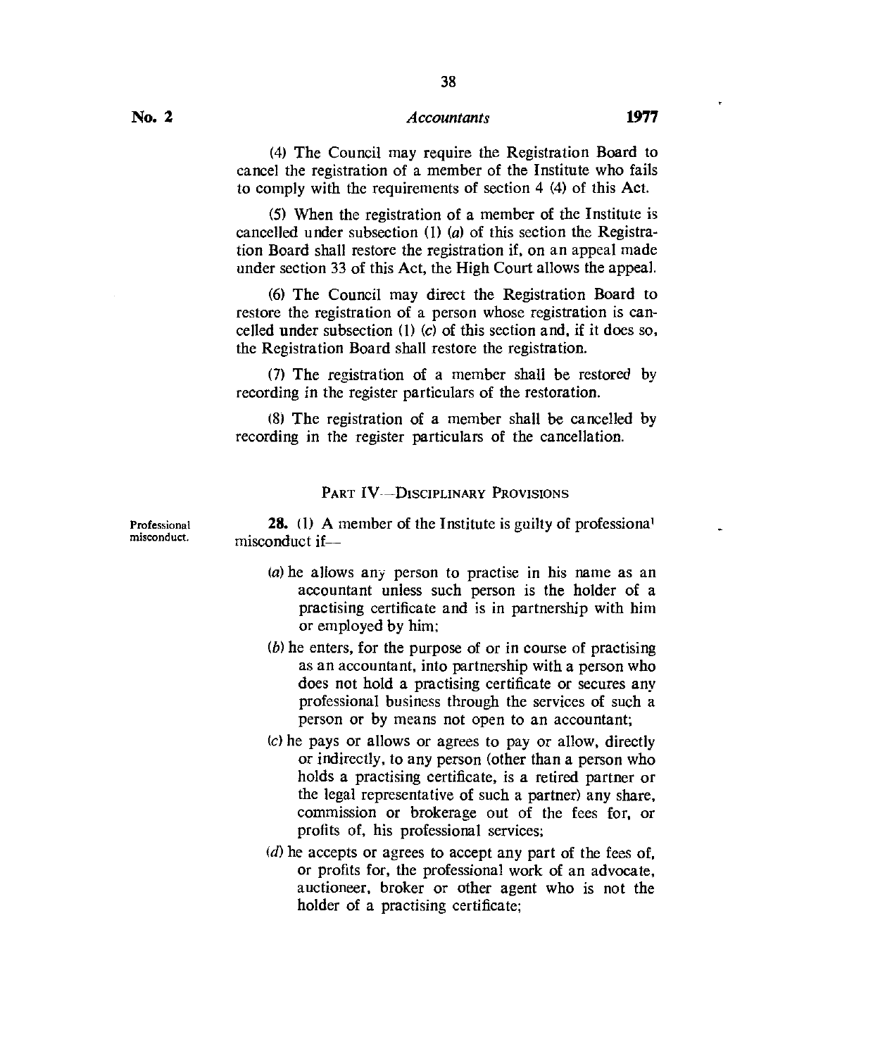(4) The Council may require the Registration Board to cancel the registration of a member of the Institute who fails to comply with the requirements of section 4 (4) of this Act.

(5) When the registration of a member of the Institute is cancelled under subsection (1) (*a*) of this section the Registration Board shall restore the registration if, on an appeal made under section 33 of this Act, the High Court allows the appeal.

(6) The Council may direct the Registration Board to restore the registration of a person whose registration is cancelled under subsection (1) (*c*) of this section and, if it does so, the Registration Board shall restore the registration.

(7) The registration of a member shall be restored by recording in the register particulars of the restoration.

(8) The registration of a member shall be cancelled by recording in the register particulars of the cancellation.

## PART IV—DISCIPLINARY PROVISIONS

Professional misconduct.

**28.** (1) A member of the Institute is guilty of professional misconduct if—

(*a*) he allows any person to practise in his name as an accountant unless such person is the holder of a practising certificate and is in partnership with him or employed by him;

(*b*) he enters, for the purpose of or in course of practising as an accountant, into partnership with a person who does not hold a practising certificate or secures any professional business through the services of such a person or by means not open to an accountant;

(*c*) he pays or allows or agrees to pay or allow, directly or indirectly, to any person (other than a person who holds a practising certificate, is a retired partner or the legal representative of such a partner) any share, commission or brokerage out of the fees for, or profits of, his professional services;

(*d*) he accepts or agrees to accept any part of the fees of, or profits for, the professional work of an advocate, auctioneer, broker or other agent who is not the holder of a practising certificate;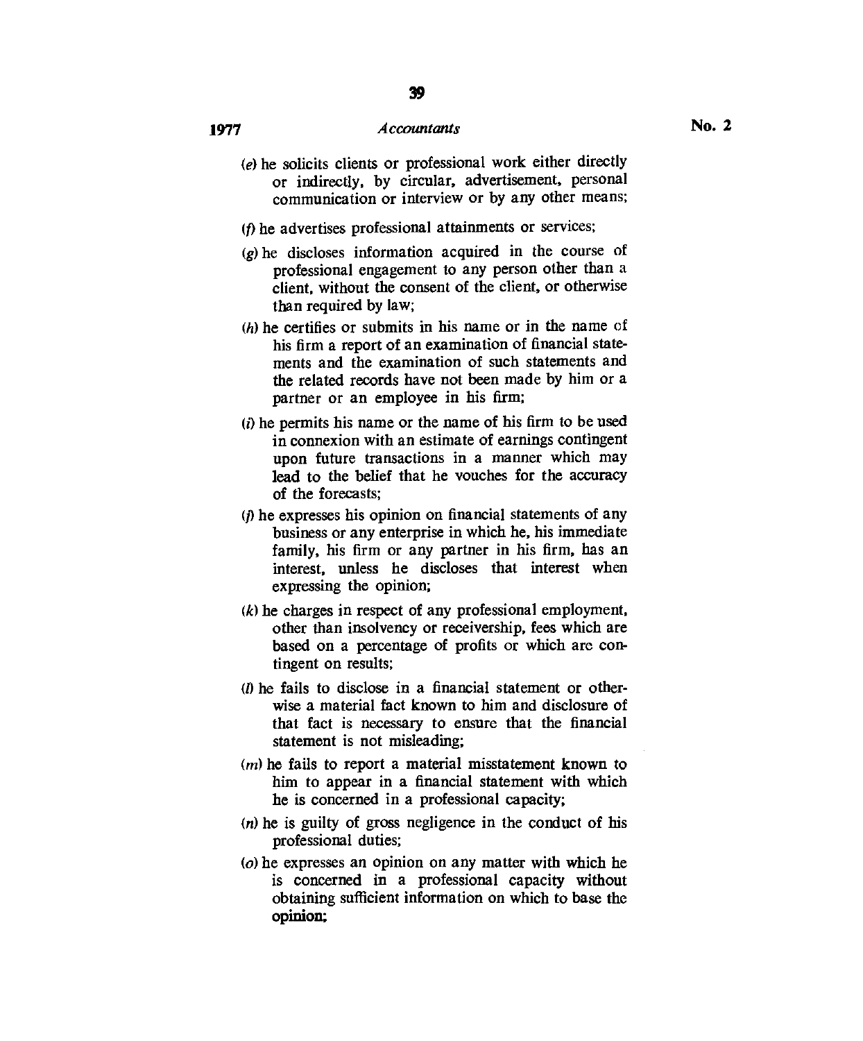(*e*) he solicits clients or professional work either directly or indirectly, by circular, advertisement, personal communication or interview or by any other means;

(*f*) he advertises professional attainments or services;

(*g*) he discloses information acquired in the course of professional engagement to any person other than a client, without the consent of the client, or otherwise than required by law;

(*h*) he certifies or submits in his name or in the name of his firm a report of an examination of financial statements and the examination of such statements and the related records have not been made by him or a partner or an employee in his firm;

(*i*) he permits his name or the name of his firm to be used in connexion with an estimate of earnings contingent upon future transactions in a manner which may lead to the belief that he vouches for the accuracy of the forecasts;

(*j*) he expresses his opinion on financial statements of any business or any enterprise in which he, his immediate family, his firm or any partner in his firm, has an interest, unless he discloses that interest when expressing the opinion;

(*k*) he charges in respect of any professional employment, other than insolvency or receivership, fees which are based on a percentage of profits or which are contingent on results;

(*l*) he fails to disclose in a financial statement or otherwise a material fact known to him and disclosure of that fact is necessary to ensure that the financial statement is not misleading;

(*m*) he fails to report a material misstatement known to him to appear in a financial statement with which he is concerned in a professional capacity;

(*n*) he is guilty of gross negligence in the conduct of his professional duties;

(*o*) he expresses an opinion on any matter with which he is concerned in a professional capacity without obtaining sufficient information on which to base the opinion;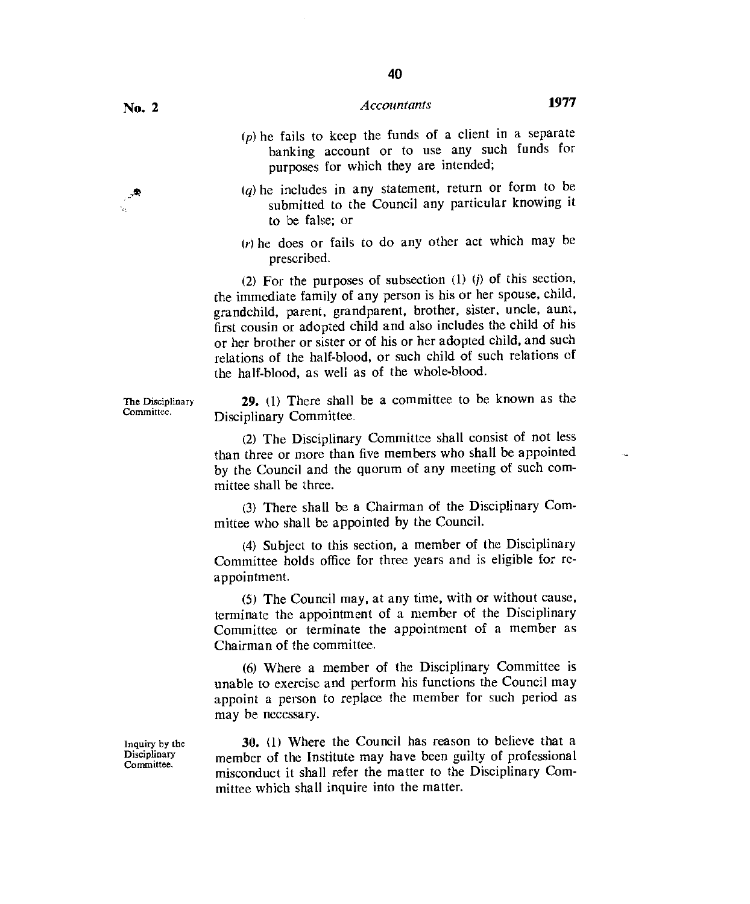(*p*) he fails to keep the funds of a client in a separate banking account or to use any such funds for purposes for which they are intended;

(*q*) he includes in any statement, return or form to be submitted to the Council any particular knowing it to be false; or

(*r*) he does or fails to do any other act which may be prescribed.

(2) For the purposes of subsection (1) (*j*) of this section, the immediate family of any person is his or her spouse, child, grandchild, parent, grandparent, brother, sister, uncle, aunt, first cousin or adopted child and also includes the child of his or her brother or sister or of his or her adopted child, and such relations of the half-blood, or such child of such relations of the half-blood, as well as of the whole-blood.

The Disciplinary Committee.

**29.** (1) There shall be a committee to be known as the Disciplinary Committee.

(2) The Disciplinary Committee shall consist of not less than three or more than five members who shall be appointed by the Council and the quorum of any meeting of such committee shall be three.

(3) There shall be a Chairman of the Disciplinary Committee who shall be appointed by the Council.

(4) Subject to this section, a member of the Disciplinary Committee holds office for three years and is eligible for reappointment.

(5) The Council may, at any time, with or without cause, terminate the appointment of a member of the Disciplinary Committee or terminate the appointment of a member as Chairman of the committee.

(6) Where a member of the Disciplinary Committee is unable to exercise and perform his functions the Council may appoint a person to replace the member for such period as may be necessary.

Inquiry by the Disciplinary Committee.

**30.** (1) Where the Council has reason to believe that a member of the Institute may have been guilty of professional misconduct it shall refer the matter to the Disciplinary Committee which shall inquire into the matter.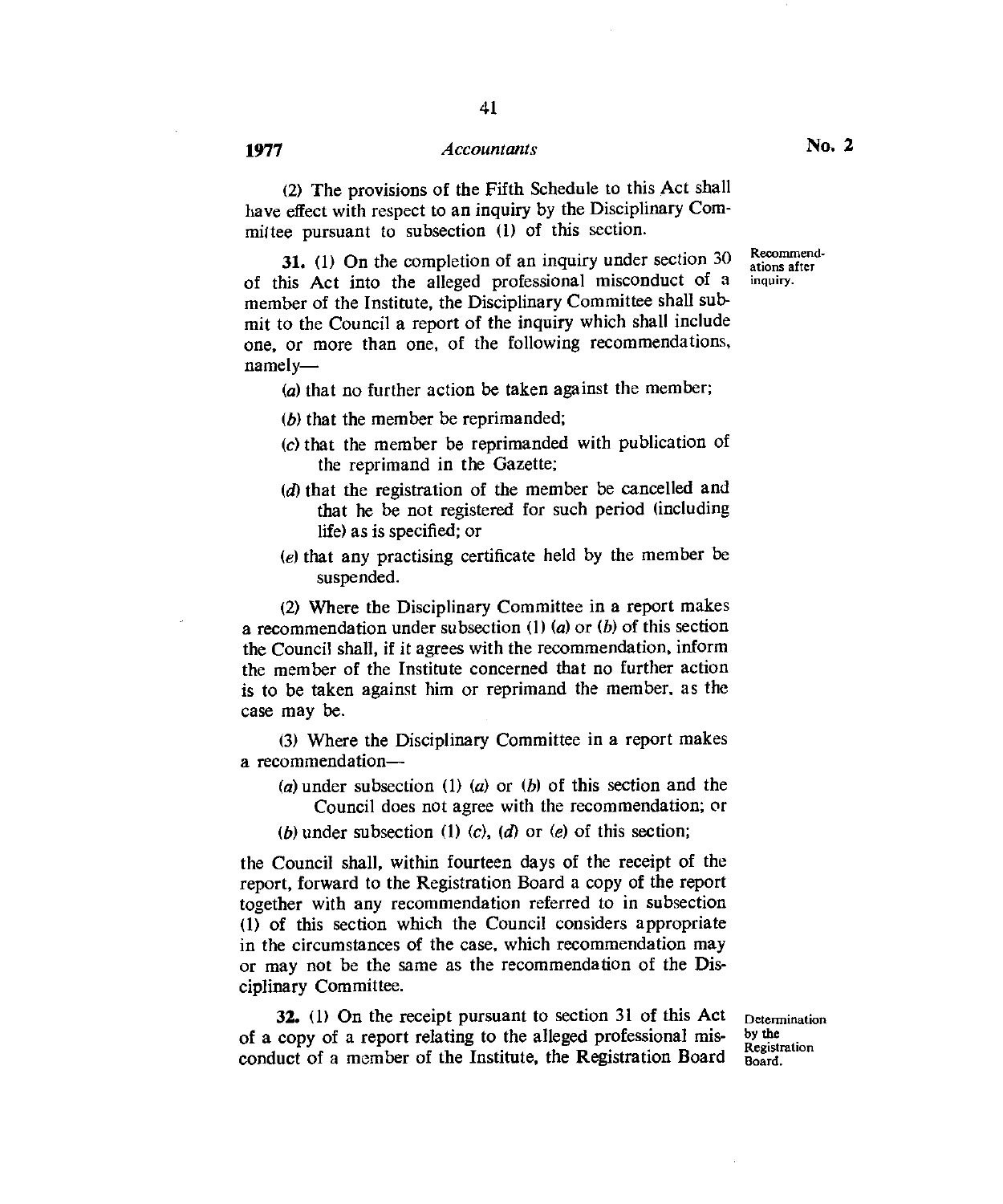(2) The provisions of the Fifth Schedule to this Act shall have effect with respect to an inquiry by the Disciplinary Committee pursuant to subsection (1) of this section.

**31.** (1) On the completion of an inquiry under section 30 of this Act into the alleged professional misconduct of a member of the Institute, the Disciplinary Committee shall submit to the Council a report of the inquiry which shall include one, or more than one, of the following recommendations, namely—

*Recommendations after inquiry.*

(*a*) that no further action be taken against the member;

(*b*) that the member be reprimanded;

(*c*) that the member be reprimanded with publication of the reprimand in the Gazette;

(*d*) that the registration of the member be cancelled and that he be not registered for such period (including life) as is specified; or

(*e*) that any practising certificate held by the member be suspended.

(2) Where the Disciplinary Committee in a report makes a recommendation under subsection (1) (*a*) or (*b*) of this section the Council shall, if it agrees with the recommendation, inform the member of the Institute concerned that no further action is to be taken against him or reprimand the member, as the case may be.

(3) Where the Disciplinary Committee in a report makes a recommendation—

(*a*) under subsection (1) (*a*) or (*b*) of this section and the Council does not agree with the recommendation; or

(*b*) under subsection (1) (*c*), (*d*) or (*e*) of this section;

the Council shall, within fourteen days of the receipt of the report, forward to the Registration Board a copy of the report together with any recommendation referred to in subsection (1) of this section which the Council considers appropriate in the circumstances of the case, which recommendation may or may not be the same as the recommendation of the Disciplinary Committee.

**32.** (1) On the receipt pursuant to section 31 of this Act of a copy of a report relating to the alleged professional misconduct of a member of the Institute, the Registration Board

*Determination by the Registration Board.*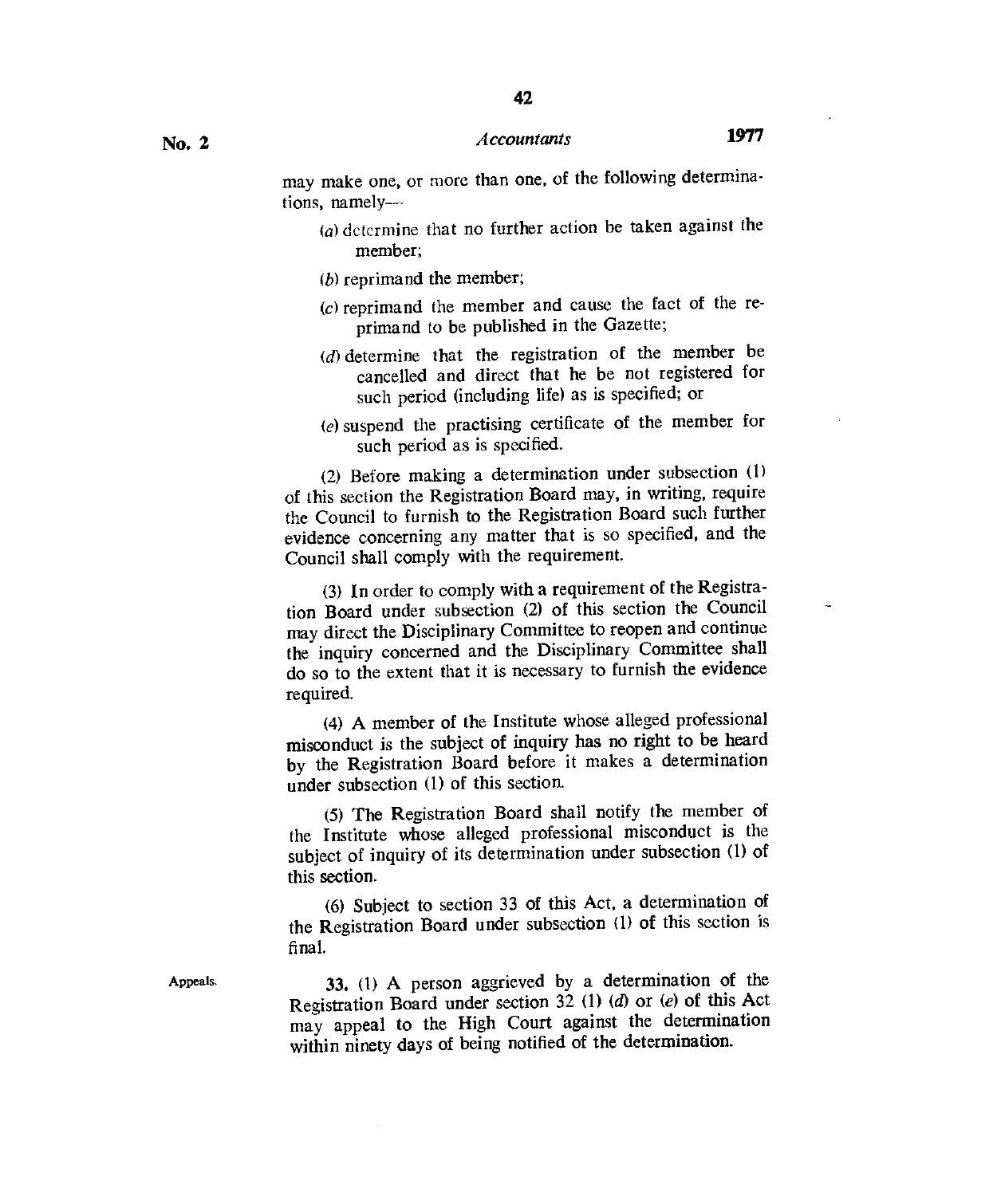may make one, or more than one, of the following determinations, namely—

(*a*) determine that no further action be taken against the member;

(*b*) reprimand the member;

(*c*) reprimand the member and cause the fact of the reprimand to be published in the Gazette;

(*d*) determine that the registration of the member be cancelled and direct that he be not registered for such period (including life) as is specified; or

(*e*) suspend the practising certificate of the member for such period as is specified.

(2) Before making a determination under subsection (1) of this section the Registration Board may, in writing, require the Council to furnish to the Registration Board such further evidence concerning any matter that is so specified, and the Council shall comply with the requirement.

(3) In order to comply with a requirement of the Registration Board under subsection (2) of this section the Council may direct the Disciplinary Committee to reopen and continue the inquiry concerned and the Disciplinary Committee shall do so to the extent that it is necessary to furnish the evidence required.

(4) A member of the Institute whose alleged professional misconduct is the subject of inquiry has no right to be heard by the Registration Board before it makes a determination under subsection (1) of this section.

(5) The Registration Board shall notify the member of the Institute whose alleged professional misconduct is the subject of inquiry of its determination under subsection (1) of this section.

(6) Subject to section 33 of this Act, a determination of the Registration Board under subsection (1) of this section is final.

Appeals.

**33.** (1) A person aggrieved by a determination of the Registration Board under section 32 (1) (*d*) or (*e*) of this Act may appeal to the High Court against the determination within ninety days of being notified of the determination.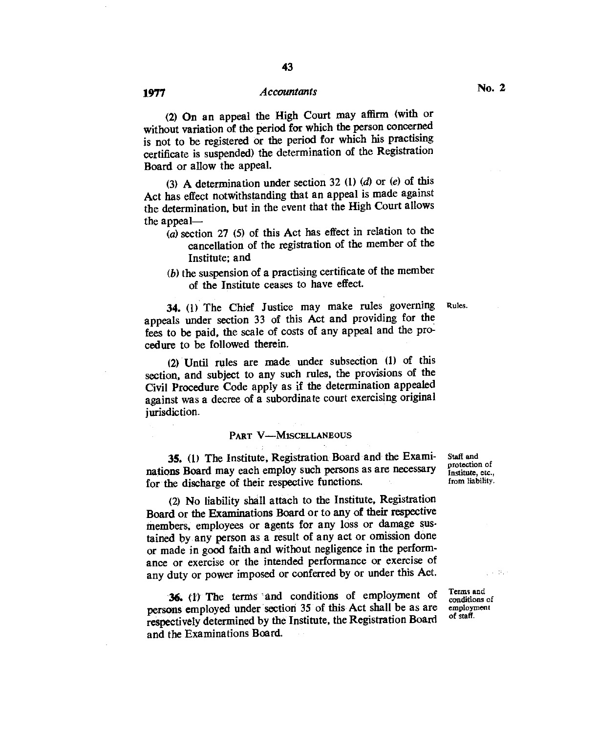(2) On an appeal the High Court may affirm (with or without variation of the period for which the person concerned is not to be registered or the period for which his practising certificate is suspended) the determination of the Registration Board or allow the appeal.

(3) A determination under section 32 (1) (*d*) or (*e*) of this Act has effect notwithstanding that an appeal is made against the determination, but in the event that the High Court allows the appeal—

(*a*) section 27 (5) of this Act has effect in relation to the cancellation of the registration of the member of the Institute; and

(*b*) the suspension of a practising certificate of the member of the Institute ceases to have effect.

Rules.

**34.** (1) The Chief Justice may make rules governing appeals under section 33 of this Act and providing for the fees to be paid, the scale of costs of any appeal and the procedure to be followed therein.

(2) Until rules are made under subsection (1) of this section, and subject to any such rules, the provisions of the Civil Procedure Code apply as if the determination appealed against was a decree of a subordinate court exercising original jurisdiction.

## PART V—MISCELLANEOUS

Staff and protection of Institute, etc., from liability.

**35.** (1) The Institute, Registration Board and the Examinations Board may each employ such persons as are necessary for the discharge of their respective functions.

(2) No liability shall attach to the Institute, Registration Board or the Examinations Board or to any of their respective members, employees or agents for any loss or damage sustained by any person as a result of any act or omission done or made in good faith and without negligence in the performance or exercise or the intended performance or exercise of any duty or power imposed or conferred by or under this Act.

Terms and conditions of employment of staff.

**36.** (1) The terms and conditions of employment of persons employed under section 35 of this Act shall be as are respectively determined by the Institute, the Registration Board and the Examinations Board.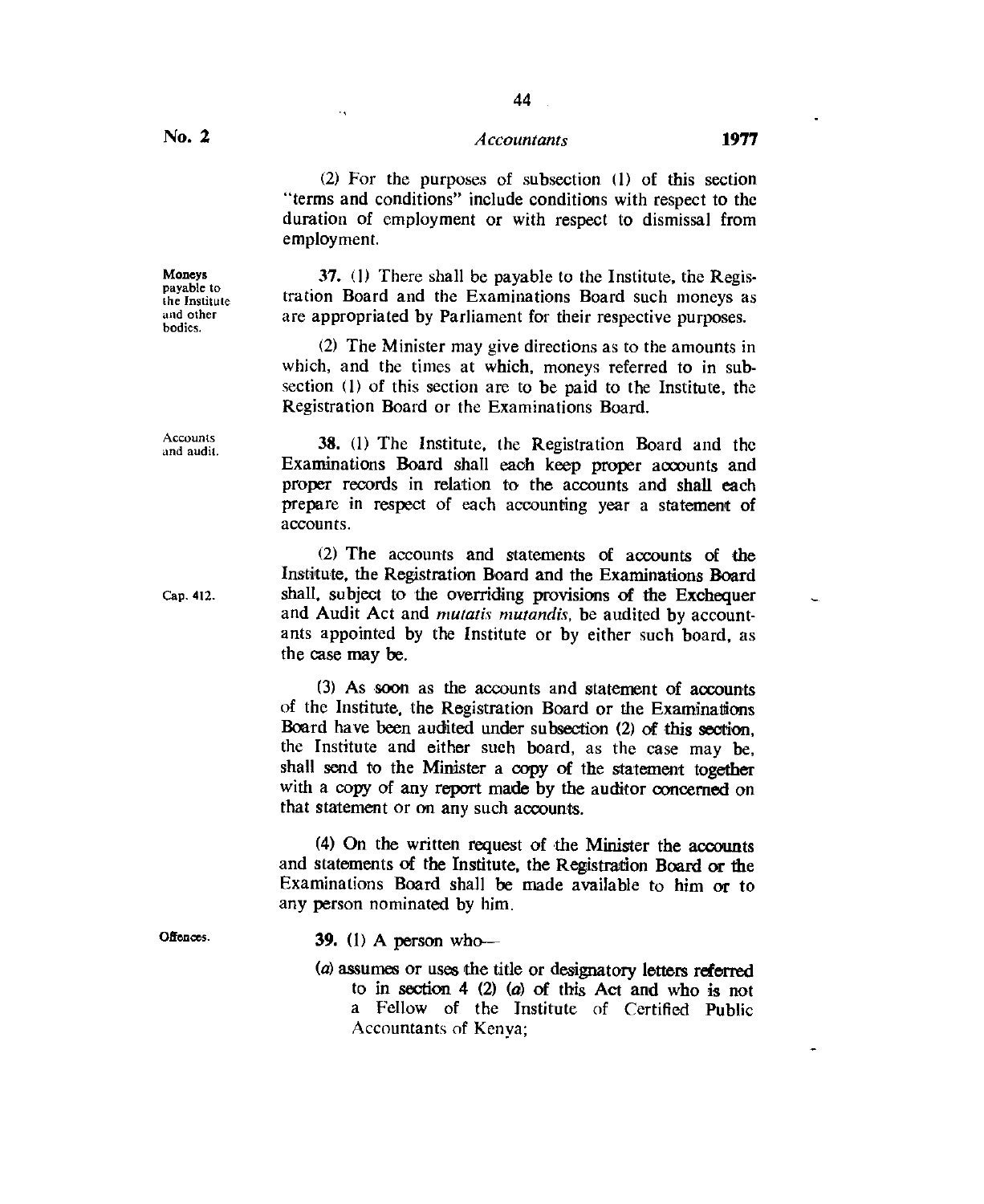(2) For the purposes of subsection (1) of this section "terms and conditions" include conditions with respect to the duration of employment or with respect to dismissal from employment.

**Moneys payable to the Institute and other bodies.**

37. (1) There shall be payable to the Institute, the Registration Board and the Examinations Board such moneys as are appropriated by Parliament for their respective purposes.

(2) The Minister may give directions as to the amounts in which, and the times at which, moneys referred to in subsection (1) of this section are to be paid to the Institute, the Registration Board or the Examinations Board.

**Accounts and audit.**

38. (1) The Institute, the Registration Board and the Examinations Board shall each keep proper accounts and proper records in relation to the accounts and shall each prepare in respect of each accounting year a statement of accounts.

Cap. 412.

(2) The accounts and statements of accounts of the Institute, the Registration Board and the Examinations Board shall, subject to the overriding provisions of the Exchequer and Audit Act and *mutatis mutandis*, be audited by accountants appointed by the Institute or by either such board, as the case may be.

(3) As soon as the accounts and statement of accounts of the Institute, the Registration Board or the Examinations Board have been audited under subsection (2) of this section, the Institute and either such board, as the case may be, shall send to the Minister a copy of the statement together with a copy of any report made by the auditor concerned on that statement or on any such accounts.

(4) On the written request of the Minister the accounts and statements of the Institute, the Registration Board or the Examinations Board shall be made available to him or to any person nominated by him.

**Offences.**

39. (1) A person who—

(*a*) assumes or uses the title or designatory letters referred to in section 4 (2) (*a*) of this Act and who is not a Fellow of the Institute of Certified Public Accountants of Kenya;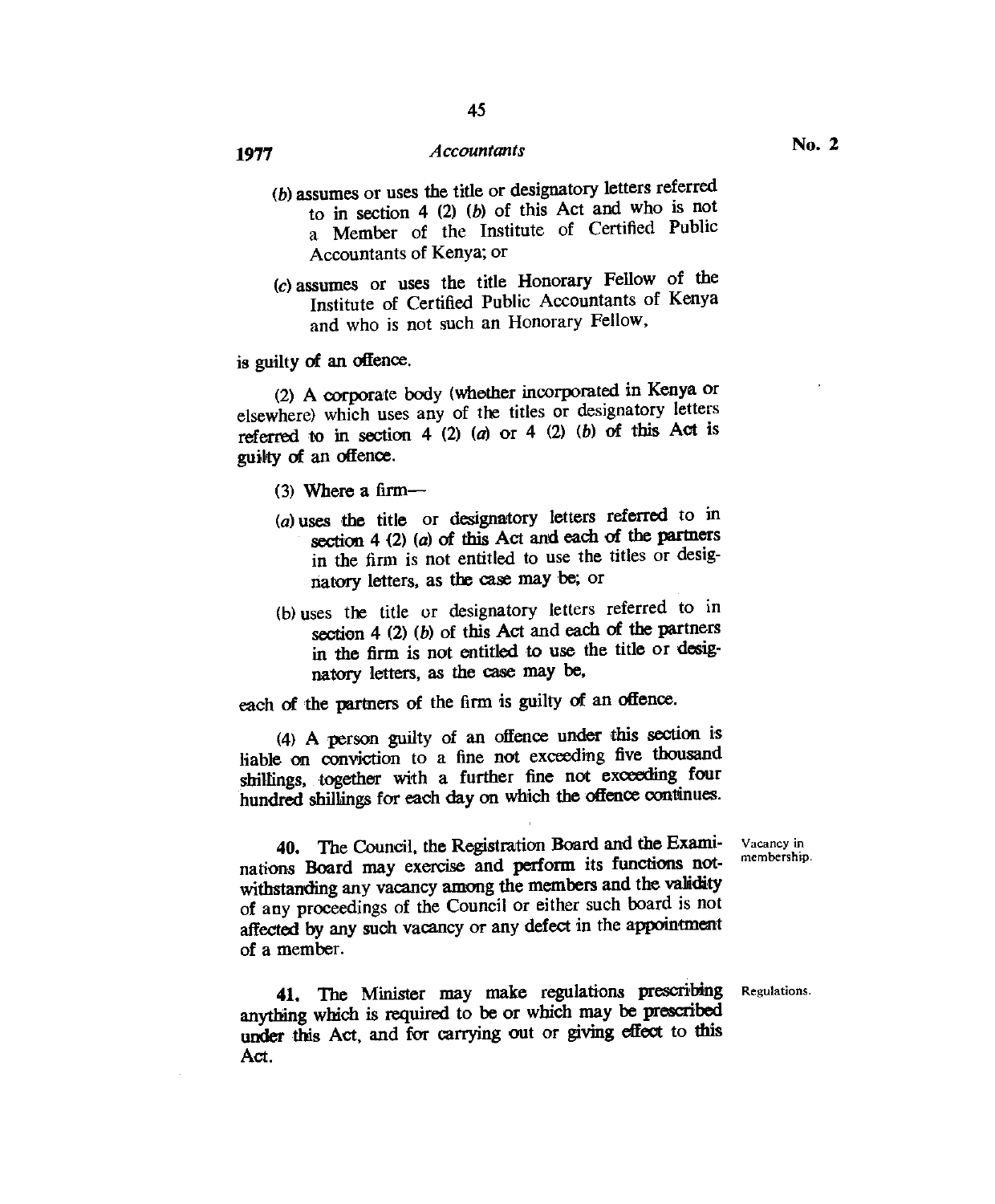(*b*) assumes or uses the title or designatory letters referred to in section 4 (2) (*b*) of this Act and who is not a Member of the Institute of Certified Public Accountants of Kenya; or

(*c*) assumes or uses the title Honorary Fellow of the Institute of Certified Public Accountants of Kenya and who is not such an Honorary Fellow,

is guilty of an offence.

(2) A corporate body (whether incorporated in Kenya or elsewhere) which uses any of the titles or designatory letters referred to in section 4 (2) (*a*) or 4 (2) (*b*) of this Act is guilty of an offence.

(3) Where a firm—

(*a*) uses the title or designatory letters referred to in section 4 (2) (*a*) of this Act and each of the partners in the firm is not entitled to use the titles or designatory letters, as the case may be; or

(b) uses the title or designatory letters referred to in section 4 (2) (*b*) of this Act and each of the partners in the firm is not entitled to use the title or designatory letters, as the case may be,

each of the partners of the firm is guilty of an offence.

(4) A person guilty of an offence under this section is liable on conviction to a fine not exceeding five thousand shillings, together with a further fine not exceeding four hundred shillings for each day on which the offence continues.

Vacancy in membership.

**40.** The Council, the Registration Board and the Examinations Board may exercise and perform its functions notwithstanding any vacancy among the members and the validity of any proceedings of the Council or either such board is not affected by any such vacancy or any defect in the appointment of a member.

Regulations.

**41.** The Minister may make regulations prescribing anything which is required to be or which may be prescribed under this Act, and for carrying out or giving effect to this Act.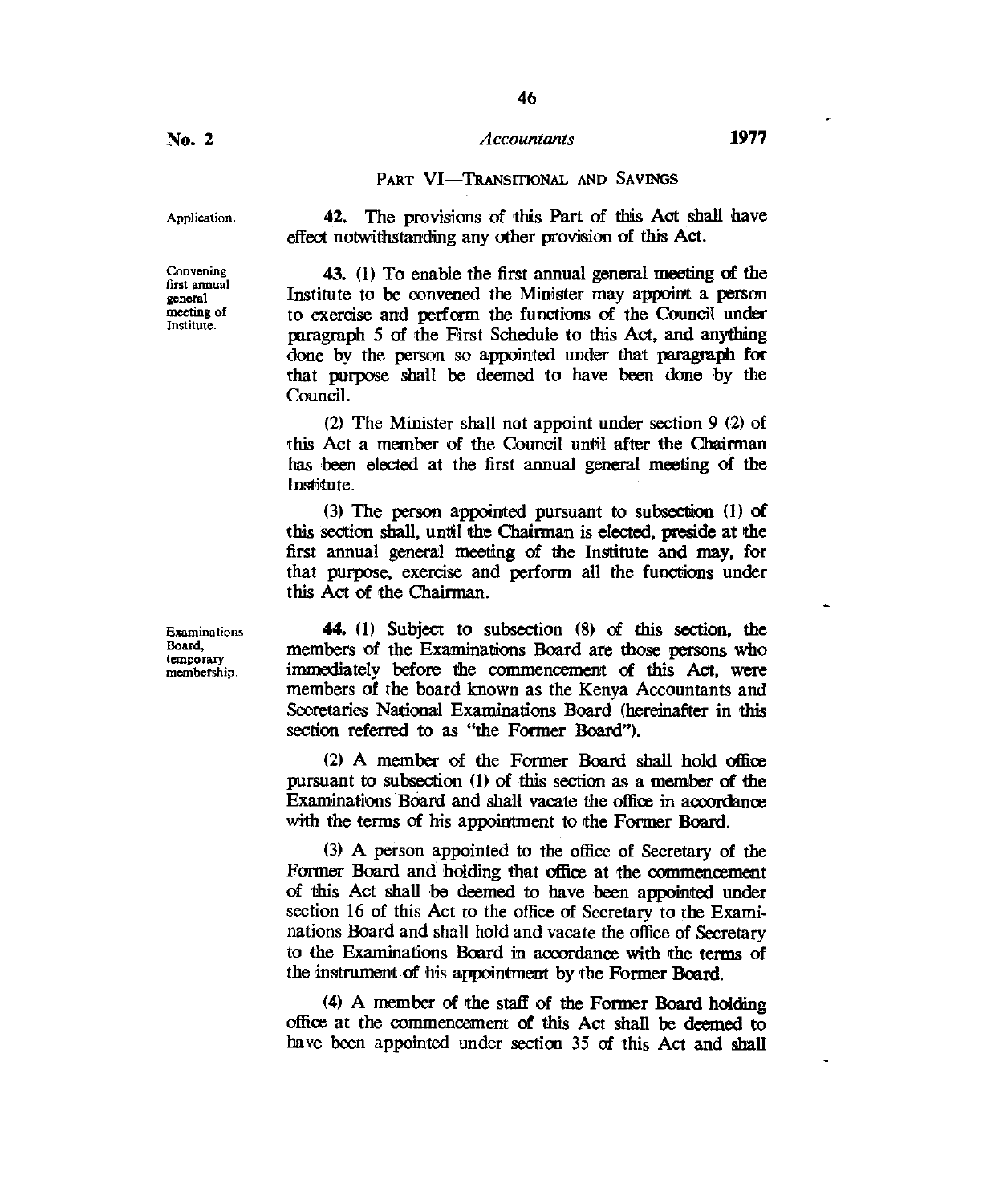## PART VI—TRANSITIONAL AND SAVINGS

*Application.*

**42.** The provisions of this Part of this Act shall have effect notwithstanding any other provision of this Act.

*Convening first annual general meeting of Institute.*

**43.** (1) To enable the first annual general meeting of the Institute to be convened the Minister may appoint a person to exercise and perform the functions of the Council under paragraph 5 of the First Schedule to this Act, and anything done by the person so appointed under that paragraph for that purpose shall be deemed to have been done by the Council.

(2) The Minister shall not appoint under section 9 (2) of this Act a member of the Council until after the Chairman has been elected at the first annual general meeting of the Institute.

(3) The person appointed pursuant to subsection (1) of this section shall, until the Chairman is elected, preside at the first annual general meeting of the Institute and may, for that purpose, exercise and perform all the functions under this Act of the Chairman.

*Examinations Board, temporary membership.*

**44.** (1) Subject to subsection (8) of this section, the members of the Examinations Board are those persons who immediately before the commencement of this Act, were members of the board known as the Kenya Accountants and Secretaries National Examinations Board (hereinafter in this section referred to as "the Former Board").

(2) A member of the Former Board shall hold office pursuant to subsection (1) of this section as a member of the Examinations Board and shall vacate the office in accordance with the terms of his appointment to the Former Board.

(3) A person appointed to the office of Secretary of the Former Board and holding that office at the commencement of this Act shall be deemed to have been appointed under section 16 of this Act to the office of Secretary to the Examinations Board and shall hold and vacate the office of Secretary to the Examinations Board in accordance with the terms of the instrument of his appointment by the Former Board.

(4) A member of the staff of the Former Board holding office at the commencement of this Act shall be deemed to have been appointed under section 35 of this Act and shall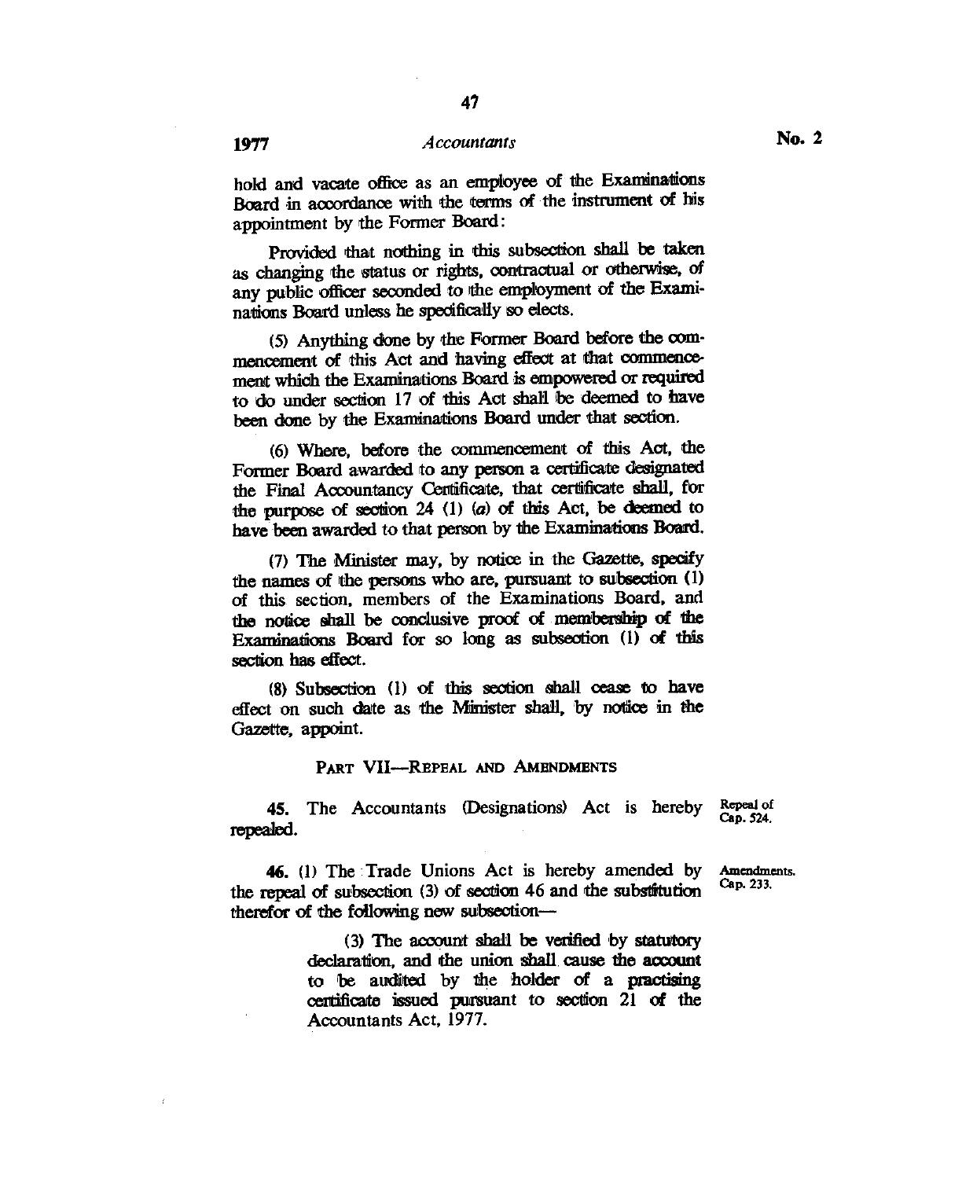hold and vacate office as an employee of the Examinations Board in accordance with the terms of the instrument of his appointment by the Former Board:

Provided that nothing in this subsection shall be taken as changing the status or rights, contractual or otherwise, of any public officer seconded to the employment of the Examinations Board unless he specifically so elects.

(5) Anything done by the Former Board before the commencement of this Act and having effect at that commencement which the Examinations Board is empowered or required to do under section 17 of this Act shall be deemed to have been done by the Examinations Board under that section.

(6) Where, before the commencement of this Act, the Former Board awarded to any person a certificate designated the Final Accountancy Certificate, that certificate shall, for the purpose of section 24 (1) (*a*) of this Act, be deemed to have been awarded to that person by the Examinations Board.

(7) The Minister may, by notice in the Gazette, specify the names of the persons who are, pursuant to subsection (1) of this section, members of the Examinations Board, and the notice shall be conclusive proof of membership of the Examinations Board for so long as subsection (1) of this section has effect.

(8) Subsection (1) of this section shall cease to have effect on such date as the Minister shall, by notice in the Gazette, appoint.

## PART VII—REPEAL AND AMENDMENTS

Repeal of Cap. 524.

**45.** The Accountants (Designations) Act is hereby repealed.

Amendments. Cap. 233.

**46.** (1) The Trade Unions Act is hereby amended by the repeal of subsection (3) of section 46 and the substitution therefor of the following new subsection—

> (3) The account shall be verified by statutory declaration, and the union shall cause the account to be audited by the holder of a practising certificate issued pursuant to section 21 of the Accountants Act, 1977.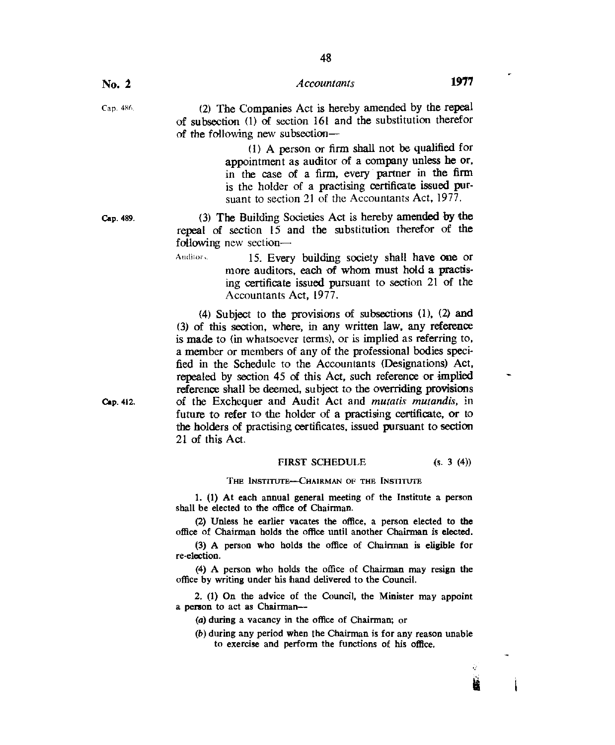Cap. 486.

(2) The Companies Act is hereby amended by the repeal of subsection (1) of section 161 and the substitution therefor of the following new subsection—

> (1) A person or firm shall not be qualified for appointment as auditor of a company unless he or, in the case of a firm, every partner in the firm is the holder of a practising certificate issued pursuant to section 21 of the Accountants Act, 1977.

Cap. 489.

(3) The Building Societies Act is hereby amended by the repeal of section 15 and the substitution therefor of the following new section—

> Auditors.
>
> 15. Every building society shall have one or more auditors, each of whom must hold a practising certificate issued pursuant to section 21 of the Accountants Act, 1977.

Cap. 412.

(4) Subject to the provisions of subsections (1), (2) and (3) of this section, where, in any written law, any reference is made to (in whatsoever terms), or is implied as referring to, a member or members of any of the professional bodies specified in the Schedule to the Accountants (Designations) Act, repealed by section 45 of this Act, such reference or implied reference shall be deemed, subject to the overriding provisions of the Exchequer and Audit Act and *mutatis mutandis*, in future to refer to the holder of a practising certificate, or to the holders of practising certificates, issued pursuant to section 21 of this Act.

## FIRST SCHEDULE (s. 3 (4))

### THE INSTITUTE—CHAIRMAN OF THE INSTITUTE

1. (1) At each annual general meeting of the Institute a person shall be elected to the office of Chairman.

(2) Unless he earlier vacates the office, a person elected to the office of Chairman holds the office until another Chairman is elected.

(3) A person who holds the office of Chairman is eligible for re-election.

(4) A person who holds the office of Chairman may resign the office by writing under his hand delivered to the Council.

2. (1) On the advice of the Council, the Minister may appoint a person to act as Chairman—

(*a*) during a vacancy in the office of Chairman; or

(*b*) during any period when the Chairman is for any reason unable to exercise and perform the functions of his office.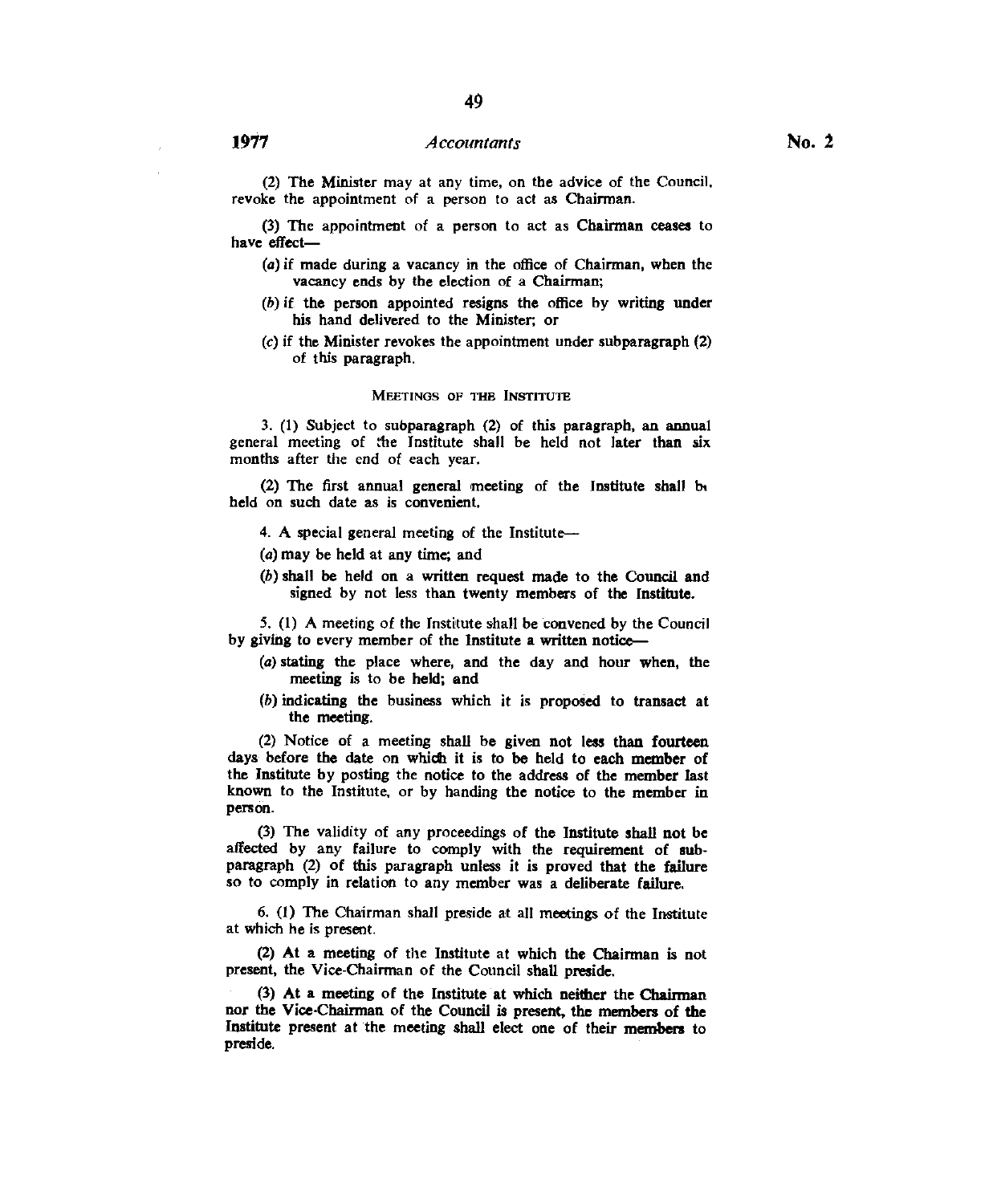(2) The Minister may at any time, on the advice of the Council, revoke the appointment of a person to act as Chairman.

(3) The appointment of a person to act as Chairman ceases to have effect—

(*a*) if made during a vacancy in the office of Chairman, when the vacancy ends by the election of a Chairman;

(*b*) if the person appointed resigns the office by writing under his hand delivered to the Minister; or

(*c*) if the Minister revokes the appointment under subparagraph (2) of this paragraph.

MEETINGS OF THE INSTITUTE

3. (1) Subject to subparagraph (2) of this paragraph, an annual general meeting of the Institute shall be held not later than six months after the end of each year.

(2) The first annual general meeting of the Institute shall be held on such date as is convenient.

4. A special general meeting of the Institute—

(*a*) may be held at any time; and

(*b*) shall be held on a written request made to the Council and signed by not less than twenty members of the Institute.

5. (1) A meeting of the Institute shall be convened by the Council by giving to every member of the Institute a written notice—

(*a*) stating the place where, and the day and hour when, the meeting is to be held; and

(*b*) indicating the business which it is proposed to transact at the meeting.

(2) Notice of a meeting shall be given not less than fourteen days before the date on which it is to be held to each member of the Institute by posting the notice to the address of the member last known to the Institute, or by handing the notice to the member in person.

(3) The validity of any proceedings of the Institute shall not be affected by any failure to comply with the requirement of subparagraph (2) of this paragraph unless it is proved that the failure so to comply in relation to any member was a deliberate failure.

6. (1) The Chairman shall preside at all meetings of the Institute at which he is present.

(2) At a meeting of the Institute at which the Chairman is not present, the Vice-Chairman of the Council shall preside.

(3) At a meeting of the Institute at which neither the Chairman nor the Vice-Chairman of the Council is present, the members of the Institute present at the meeting shall elect one of their members to preside.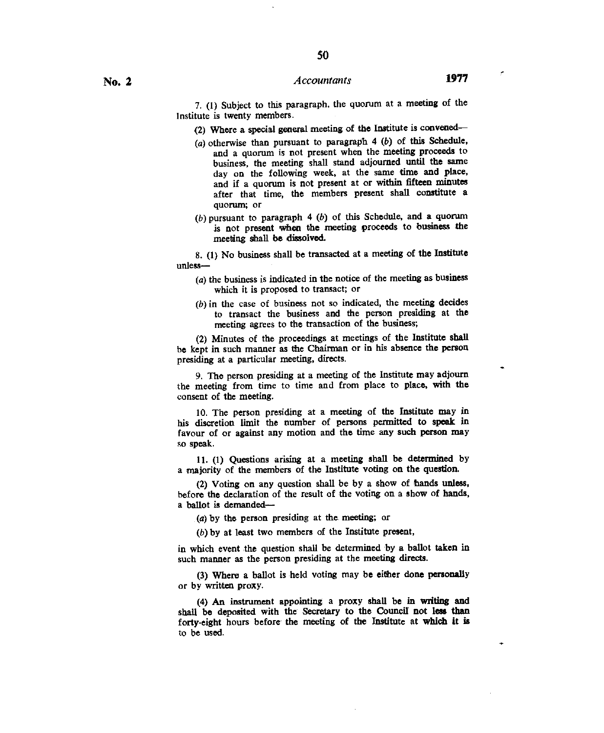7. (1) Subject to this paragraph, the quorum at a meeting of the Institute is twenty members.

(2) Where a special general meeting of the Institute is convened—

(*a*) otherwise than pursuant to paragraph 4 (*b*) of this Schedule, and a quorum is not present when the meeting proceeds to business, the meeting shall stand adjourned until the same day on the following week, at the same time and place, and if a quorum is not present at or within fifteen minutes after that time, the members present shall constitute a quorum; or

(*b*) pursuant to paragraph 4 (*b*) of this Schedule, and a quorum is not present when the meeting proceeds to business the meeting shall be dissolved.

8. (1) No business shall be transacted at a meeting of the Institute unless—

(*a*) the business is indicated in the notice of the meeting as business which it is proposed to transact; or

(*b*) in the case of business not so indicated, the meeting decides to transact the business and the person presiding at the meeting agrees to the transaction of the business;

(2) Minutes of the proceedings at meetings of the Institute shall be kept in such manner as the Chairman or in his absence the person presiding at a particular meeting, directs.

9. The person presiding at a meeting of the Institute may adjourn the meeting from time to time and from place to place, with the consent of the meeting.

10. The person presiding at a meeting of the Institute may in his discretion limit the number of persons permitted to speak in favour of or against any motion and the time any such person may so speak.

11. (1) Questions arising at a meeting shall be determined by a majority of the members of the Institute voting on the question.

(2) Voting on any question shall be by a show of hands unless, before the declaration of the result of the voting on a show of hands, a ballot is demanded—

(*a*) by the person presiding at the meeting; or

(*b*) by at least two members of the Institute present,

in which event the question shall be determined by a ballot taken in such manner as the person presiding at the meeting directs.

(3) Where a ballot is held voting may be either done personally or by written proxy.

(4) An instrument appointing a proxy shall be in writing and shall be deposited with the Secretary to the Council not less than forty-eight hours before the meeting of the Institute at which it is to be used.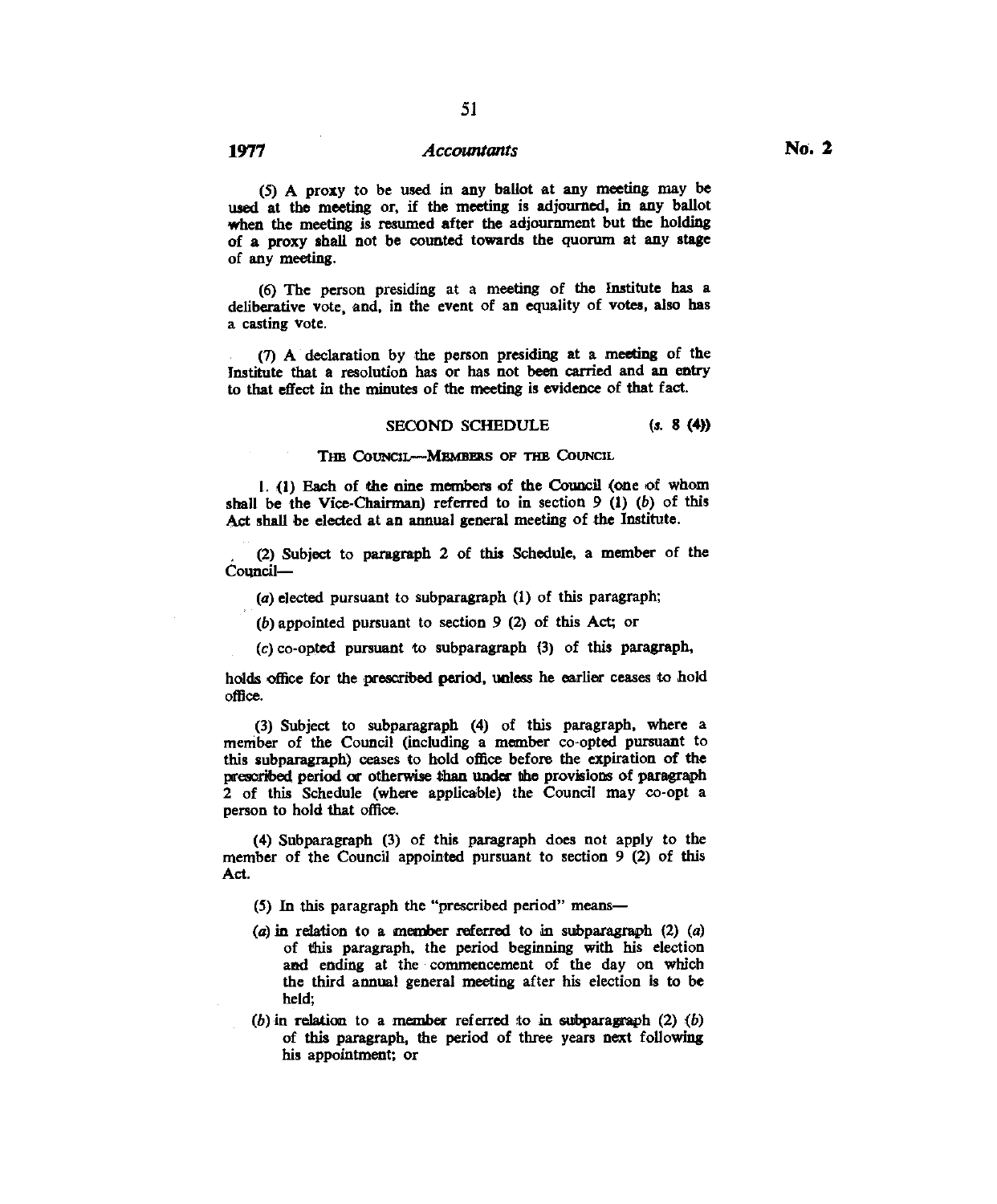(5) A proxy to be used in any ballot at any meeting may be used at the meeting or, if the meeting is adjourned, in any ballot when the meeting is resumed after the adjournment but the holding of a proxy shall not be counted towards the quorum at any stage of any meeting.

(6) The person presiding at a meeting of the Institute has a deliberative vote, and, in the event of an equality of votes, also has a casting vote.

(7) A declaration by the person presiding at a meeting of the Institute that a resolution has or has not been carried and an entry to that effect in the minutes of the meeting is evidence of that fact.

## SECOND SCHEDULE (s. 8 (4))

### THE COUNCIL—MEMBERS OF THE COUNCIL

1. (1) Each of the nine members of the Council (one of whom shall be the Vice-Chairman) referred to in section 9 (1) (*b*) of this Act shall be elected at an annual general meeting of the Institute.

(2) Subject to paragraph 2 of this Schedule, a member of the Council—

(*a*) elected pursuant to subparagraph (1) of this paragraph;

(*b*) appointed pursuant to section 9 (2) of this Act; or

(*c*) co-opted pursuant to subparagraph (3) of this paragraph,

holds office for the prescribed period, unless he earlier ceases to hold office.

(3) Subject to subparagraph (4) of this paragraph, where a member of the Council (including a member co-opted pursuant to this subparagraph) ceases to hold office before the expiration of the prescribed period or otherwise than under the provisions of paragraph 2 of this Schedule (where applicable) the Council may co-opt a person to hold that office.

(4) Subparagraph (3) of this paragraph does not apply to the member of the Council appointed pursuant to section 9 (2) of this Act.

(5) In this paragraph the "prescribed period" means—

(*a*) in relation to a member referred to in subparagraph (2) (*a*) of this paragraph, the period beginning with his election and ending at the commencement of the day on which the third annual general meeting after his election is to be held;

(*b*) in relation to a member referred to in subparagraph (2) (*b*) of this paragraph, the period of three years next following his appointment; or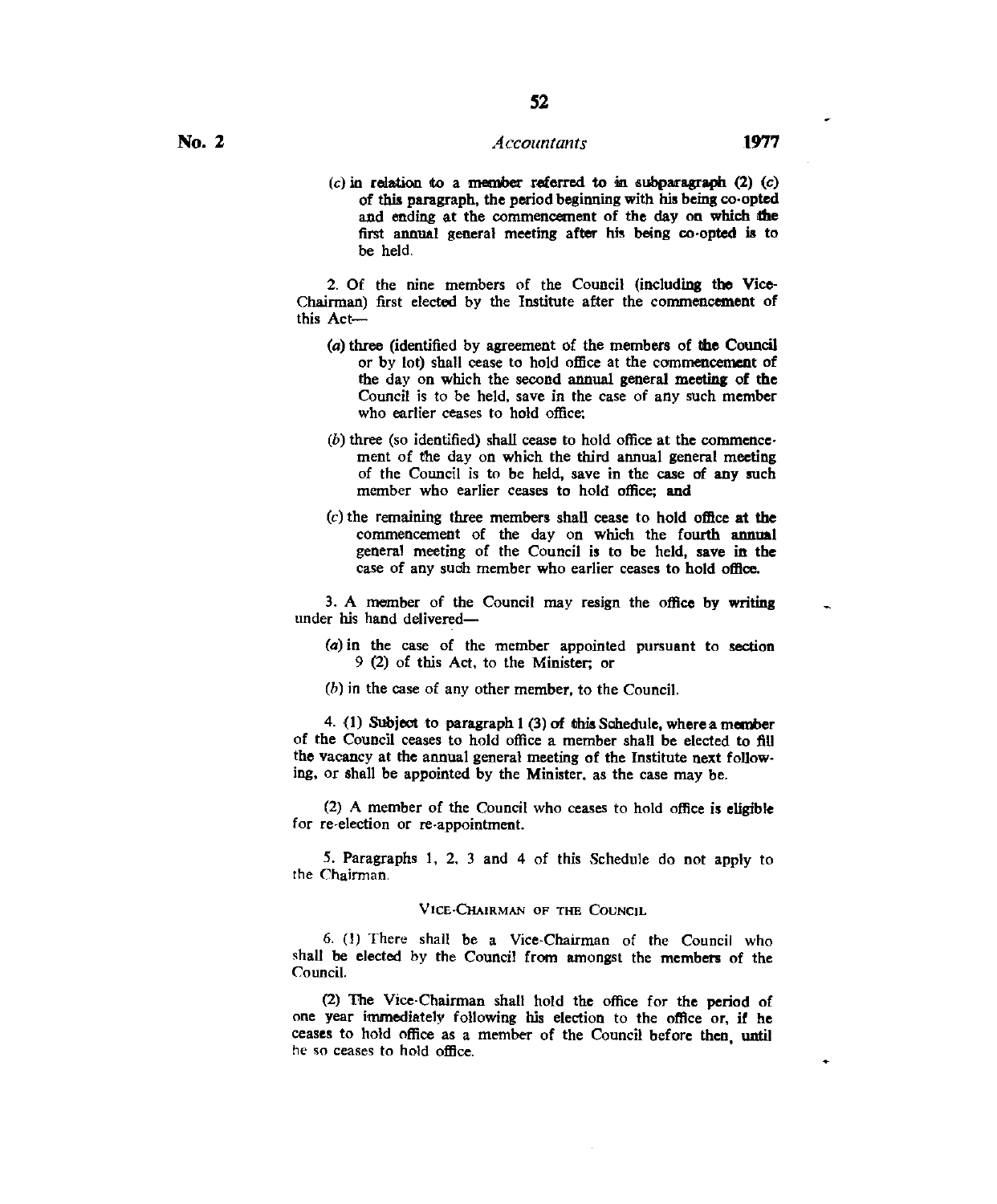(c) in relation to a member referred to in subparagraph (2) (c) of this paragraph, the period beginning with his being co-opted and ending at the commencement of the day on which the first annual general meeting after his being co-opted is to be held.

2. Of the nine members of the Council (including the Vice-Chairman) first elected by the Institute after the commencement of this Act—

(a) three (identified by agreement of the members of the Council or by lot) shall cease to hold office at the commencement of the day on which the second annual general meeting of the Council is to be held, save in the case of any such member who earlier ceases to hold office;

(b) three (so identified) shall cease to hold office at the commencement of the day on which the third annual general meeting of the Council is to be held, save in the case of any such member who earlier ceases to hold office; and

(c) the remaining three members shall cease to hold office at the commencement of the day on which the fourth annual general meeting of the Council is to be held, save in the case of any such member who earlier ceases to hold office.

3. A member of the Council may resign the office by writing under his hand delivered—

(a) in the case of the member appointed pursuant to section 9 (2) of this Act, to the Minister; or

(b) in the case of any other member, to the Council.

4. (1) Subject to paragraph 1 (3) of this Schedule, where a member of the Council ceases to hold office a member shall be elected to fill the vacancy at the annual general meeting of the Institute next following, or shall be appointed by the Minister, as the case may be.

(2) A member of the Council who ceases to hold office is eligible for re-election or re-appointment.

5. Paragraphs 1, 2, 3 and 4 of this Schedule do not apply to the Chairman.

### VICE-CHAIRMAN OF THE COUNCIL

6. (1) There shall be a Vice-Chairman of the Council who shall be elected by the Council from amongst the members of the Council.

(2) The Vice-Chairman shall hold the office for the period of one year immediately following his election to the office or, if he ceases to hold office as a member of the Council before then, until he so ceases to hold office.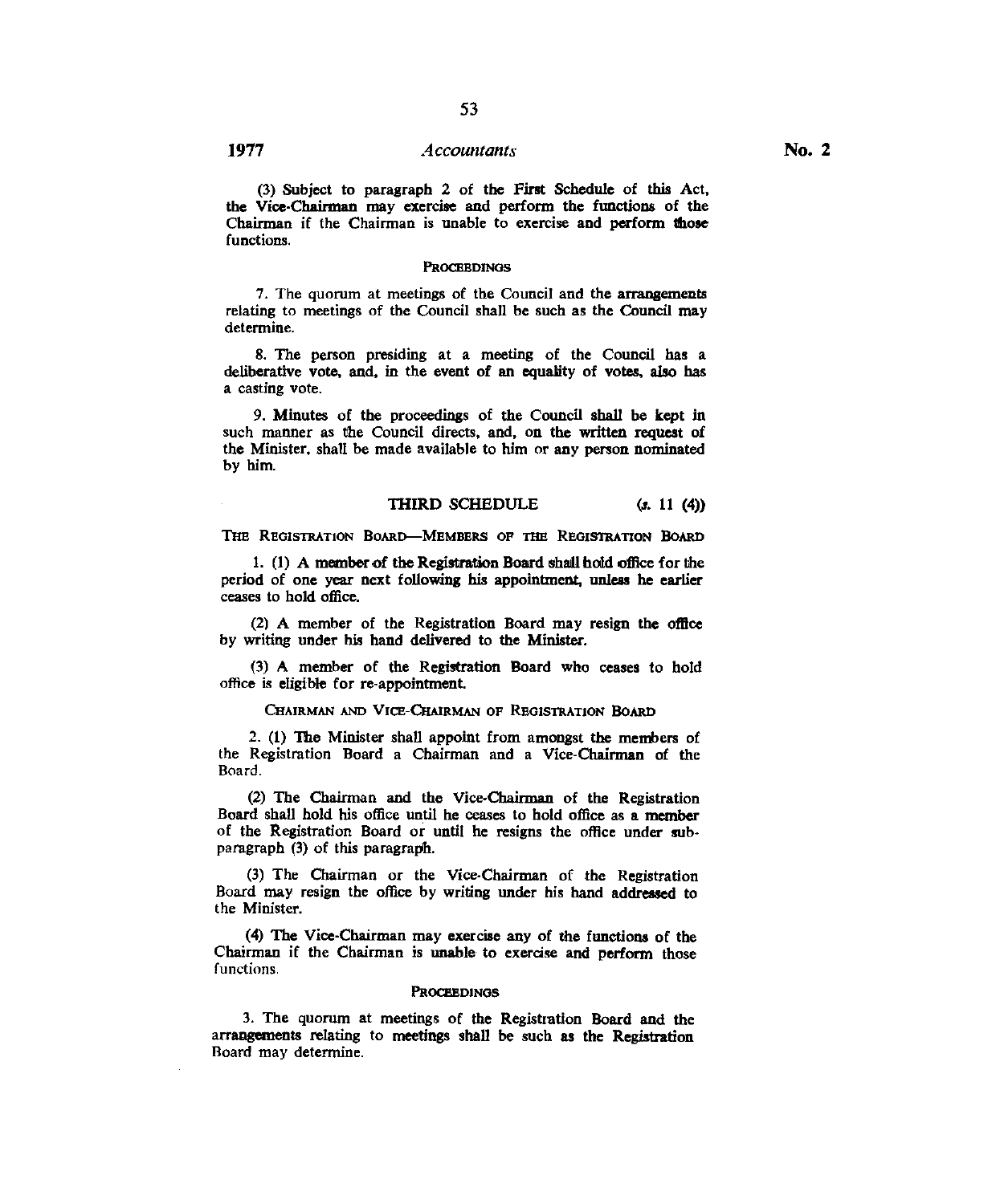(3) Subject to paragraph 2 of the First Schedule of this Act, the Vice-Chairman may exercise and perform the functions of the Chairman if the Chairman is unable to exercise and perform those functions.

PROCEEDINGS

7. The quorum at meetings of the Council and the arrangements relating to meetings of the Council shall be such as the Council may determine.

8. The person presiding at a meeting of the Council has a deliberative vote, and, in the event of an equality of votes, also has a casting vote.

9. Minutes of the proceedings of the Council shall be kept in such manner as the Council directs, and, on the written request of the Minister, shall be made available to him or any person nominated by him.

## THIRD SCHEDULE (s. 11 (4))

THE REGISTRATION BOARD—MEMBERS OF THE REGISTRATION BOARD

1. (1) A member of the Registration Board shall hold office for the period of one year next following his appointment, unless he earlier ceases to hold office.

(2) A member of the Registration Board may resign the office by writing under his hand delivered to the Minister.

(3) A member of the Registration Board who ceases to hold office is eligible for re-appointment.

CHAIRMAN AND VICE-CHAIRMAN OF REGISTRATION BOARD

2. (1) The Minister shall appoint from amongst the members of the Registration Board a Chairman and a Vice-Chairman of the Board.

(2) The Chairman and the Vice-Chairman of the Registration Board shall hold his office until he ceases to hold office as a member of the Registration Board or until he resigns the office under sub-paragraph (3) of this paragraph.

(3) The Chairman or the Vice-Chairman of the Registration Board may resign the office by writing under his hand addressed to the Minister.

(4) The Vice-Chairman may exercise any of the functions of the Chairman if the Chairman is unable to exercise and perform those functions.

PROCEEDINGS

3. The quorum at meetings of the Registration Board and the arrangements relating to meetings shall be such as the Registration Board may determine.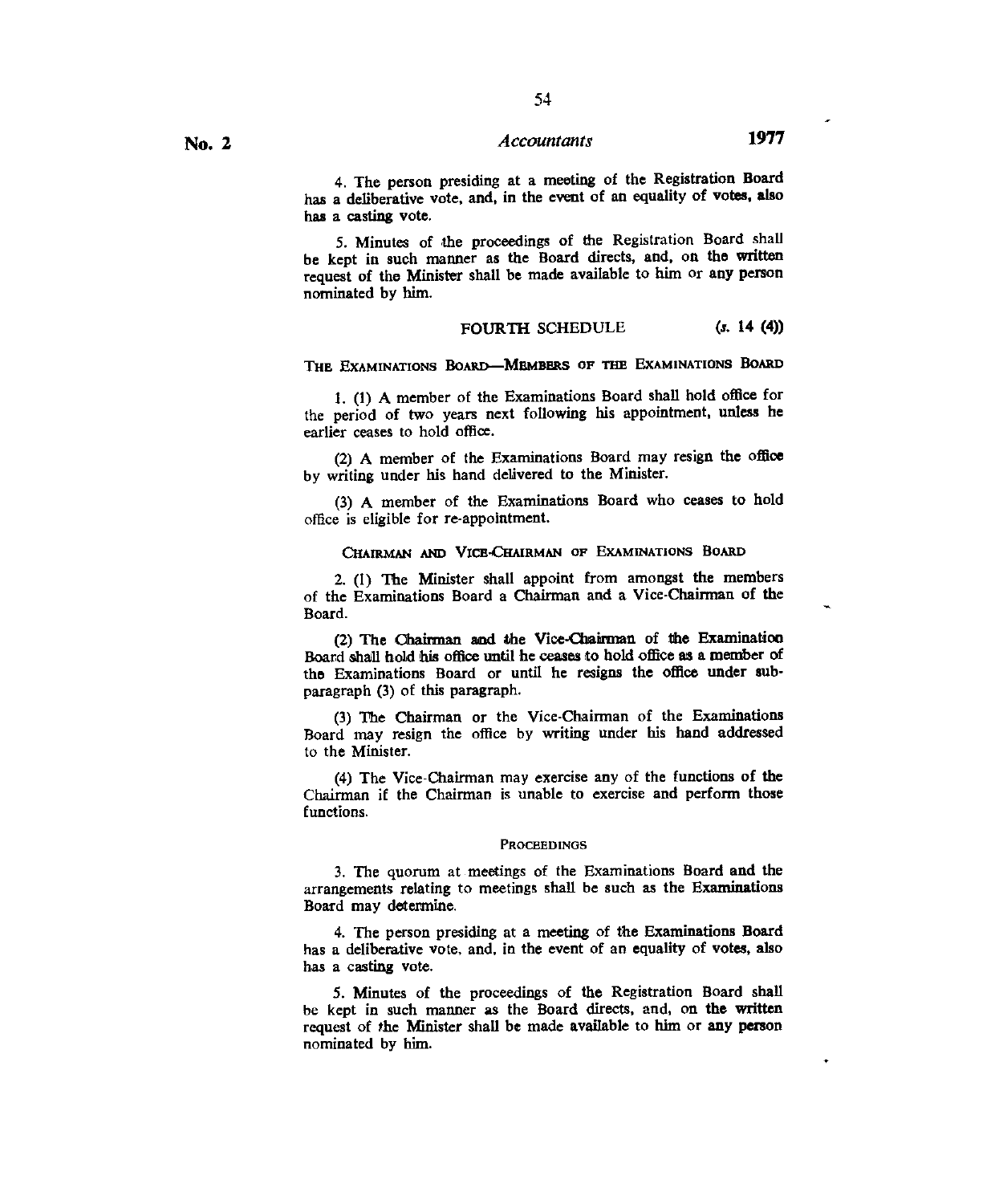4. The person presiding at a meeting of the Registration Board has a deliberative vote, and, in the event of an equality of votes, also has a casting vote.

5. Minutes of the proceedings of the Registration Board shall be kept in such manner as the Board directs, and, on the written request of the Minister shall be made available to him or any person nominated by him.

## FOURTH SCHEDULE (s. 14 (4))

THE EXAMINATIONS BOARD—MEMBERS OF THE EXAMINATIONS BOARD

1. (1) A member of the Examinations Board shall hold office for the period of two years next following his appointment, unless he earlier ceases to hold office.

(2) A member of the Examinations Board may resign the office by writing under his hand delivered to the Minister.

(3) A member of the Examinations Board who ceases to hold office is eligible for re-appointment.

CHAIRMAN AND VICE-CHAIRMAN OF EXAMINATIONS BOARD

2. (1) The Minister shall appoint from amongst the members of the Examinations Board a Chairman and a Vice-Chairman of the Board.

(2) The Chairman and the Vice-Chairman of the Examination Board shall hold his office until he ceases to hold office as a member of the Examinations Board or until he resigns the office under sub-paragraph (3) of this paragraph.

(3) The Chairman or the Vice-Chairman of the Examinations Board may resign the office by writing under his hand addressed to the Minister.

(4) The Vice-Chairman may exercise any of the functions of the Chairman if the Chairman is unable to exercise and perform those functions.

PROCEEDINGS

3. The quorum at meetings of the Examinations Board and the arrangements relating to meetings shall be such as the Examinations Board may determine.

4. The person presiding at a meeting of the Examinations Board has a deliberative vote, and, in the event of an equality of votes, also has a casting vote.

5. Minutes of the proceedings of the Registration Board shall be kept in such manner as the Board directs, and, on the written request of the Minister shall be made available to him or any person nominated by him.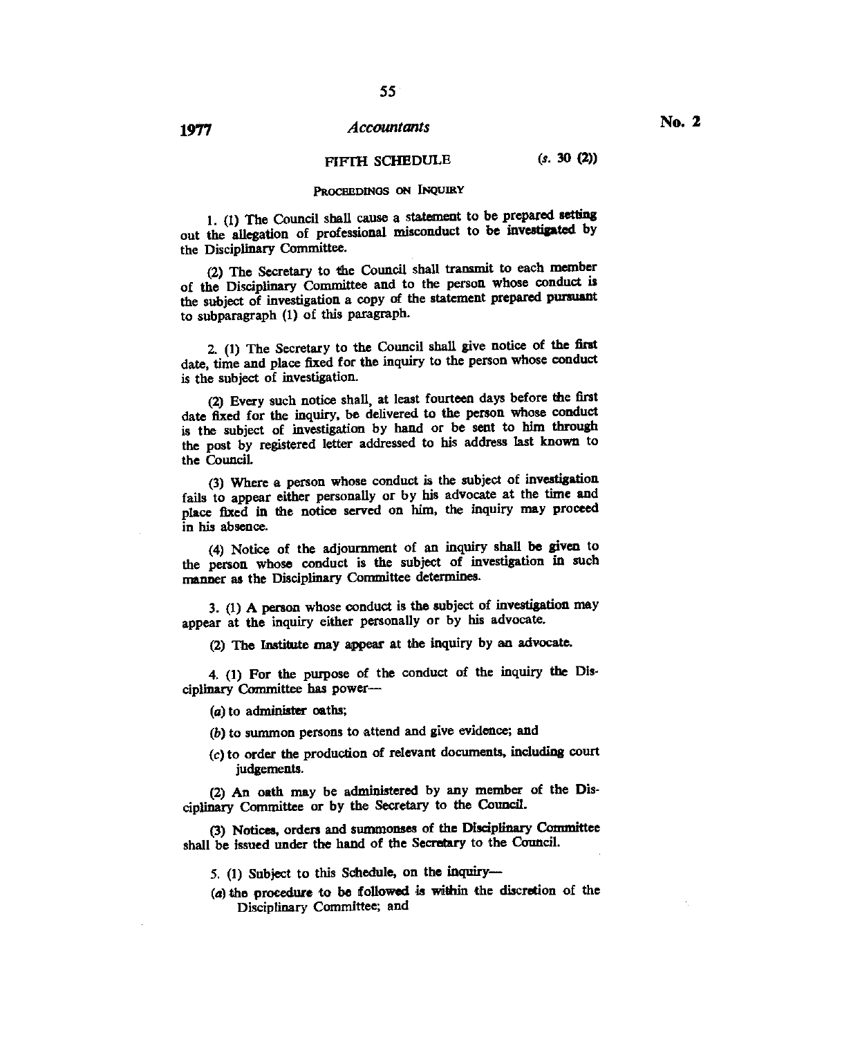## FIFTH SCHEDULE (s. 30 (2))

### PROCEEDINGS ON INQUIRY

1. (1) The Council shall cause a statement to be prepared setting out the allegation of professional misconduct to be investigated by the Disciplinary Committee.

(2) The Secretary to the Council shall transmit to each member of the Disciplinary Committee and to the person whose conduct is the subject of investigation a copy of the statement prepared pursuant to subparagraph (1) of this paragraph.

2. (1) The Secretary to the Council shall give notice of the first date, time and place fixed for the inquiry to the person whose conduct is the subject of investigation.

(2) Every such notice shall, at least fourteen days before the first date fixed for the inquiry, be delivered to the person whose conduct is the subject of investigation by hand or be sent to him through the post by registered letter addressed to his address last known to the Council.

(3) Where a person whose conduct is the subject of investigation fails to appear either personally or by his advocate at the time and place fixed in the notice served on him, the inquiry may proceed in his absence.

(4) Notice of the adjournment of an inquiry shall be given to the person whose conduct is the subject of investigation in such manner as the Disciplinary Committee determines.

3. (1) A person whose conduct is the subject of investigation may appear at the inquiry either personally or by his advocate.

(2) The Institute may appear at the inquiry by an advocate.

4. (1) For the purpose of the conduct of the inquiry the Disciplinary Committee has power—

(a) to administer oaths;

(b) to summon persons to attend and give evidence; and

(c) to order the production of relevant documents, including court judgements.

(2) An oath may be administered by any member of the Disciplinary Committee or by the Secretary to the Council.

(3) Notices, orders and summonses of the Disciplinary Committee shall be issued under the hand of the Secretary to the Council.

5. (1) Subject to this Schedule, on the inquiry—

(a) the procedure to be followed is within the discretion of the Disciplinary Committee; and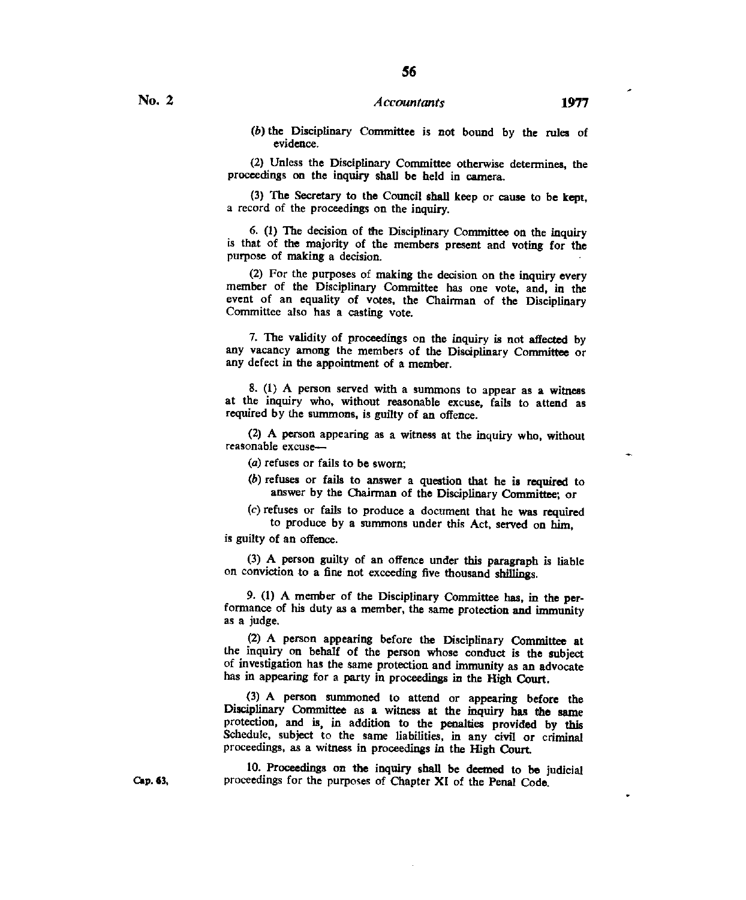(b) the Disciplinary Committee is not bound by the rules of evidence.

(2) Unless the Disciplinary Committee otherwise determines, the proceedings on the inquiry shall be held in camera.

(3) The Secretary to the Council shall keep or cause to be kept, a record of the proceedings on the inquiry.

6. (1) The decision of the Disciplinary Committee on the inquiry is that of the majority of the members present and voting for the purpose of making a decision.

(2) For the purposes of making the decision on the inquiry every member of the Disciplinary Committee has one vote, and, in the event of an equality of votes, the Chairman of the Disciplinary Committee also has a casting vote.

7. The validity of proceedings on the inquiry is not affected by any vacancy among the members of the Disciplinary Committee or any defect in the appointment of a member.

8. (1) A person served with a summons to appear as a witness at the inquiry who, without reasonable excuse, fails to attend as required by the summons, is guilty of an offence.

(2) A person appearing as a witness at the inquiry who, without reasonable excuse—

(a) refuses or fails to be sworn;

(b) refuses or fails to answer a question that he is required to answer by the Chairman of the Disciplinary Committee; or

(c) refuses or fails to produce a document that he was required to produce by a summons under this Act, served on him,

is guilty of an offence.

(3) A person guilty of an offence under this paragraph is liable on conviction to a fine not exceeding five thousand shillings.

9. (1) A member of the Disciplinary Committee has, in the performance of his duty as a member, the same protection and immunity as a judge.

(2) A person appearing before the Disciplinary Committee at the inquiry on behalf of the person whose conduct is the subject of investigation has the same protection and immunity as an advocate has in appearing for a party in proceedings in the High Court.

(3) A person summoned to attend or appearing before the Disciplinary Committee as a witness at the inquiry has the same protection, and is, in addition to the penalties provided by this Schedule, subject to the same liabilities, in any civil or criminal proceedings, as a witness in proceedings in the High Court.

Cap. 63.

10. Proceedings on the inquiry shall be deemed to be judicial proceedings for the purposes of Chapter XI of the Penal Code.